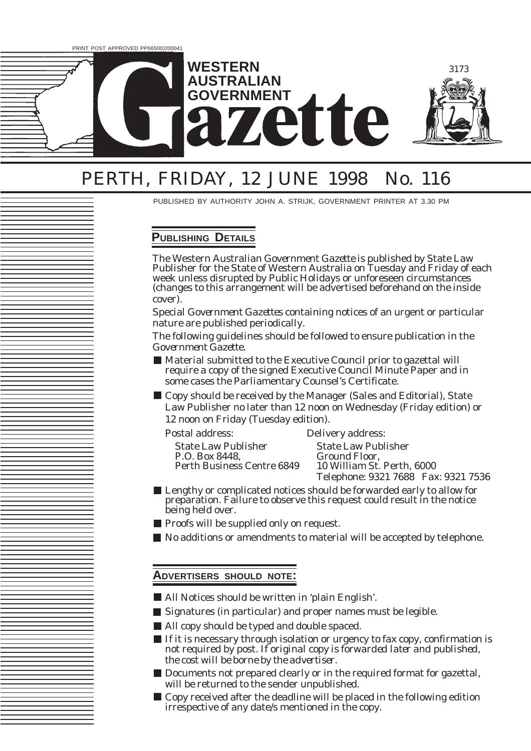PRINT POST APPROVED PP665002/00041

# WESTERN AUSTRALIAN GOVERNMENT Gazette

3173

# PERTH, FRIDAY, 12 JUNE 1998 No. 116

PUBLISHED BY AUTHORITY JOHN A. STRIJK, GOVERNMENT PRINTER AT 3.30 PM

## PUBLISHING DETAILS

The Western Australian *Government Gazette* is published by State Law Publisher for the State of Western Australia on Tuesday and Friday of each week unless disrupted by Public Holidays or unforeseen circumstances (changes to this arrangement will be advertised beforehand on the inside cover).

Special *Government Gazettes* containing notices of an urgent or particular nature are published periodically.

The following guidelines should be followed to ensure publication in the *Government Gazette*.

- Material submitted to the Executive Council prior to gazettal will require a copy of the signed Executive Council Minute Paper and in some cases the Parliamentary Counsel's Certificate.
- Copy should be received by the Manager (Sales and Editorial), State Law Publisher no later than 12 noon on Wednesday (Friday edition) or 12 noon on Friday (Tuesday edition).

| Postal address: | Delivery address: |
|---|---|
| State Law Publisher | State Law Publisher |
| P.O. Box 8448, | Ground Floor, |
| Perth Business Centre 6849 | 10 William St. Perth, 6000 |
| | Telephone: 9321 7688 Fax: 9321 7536 |

- Lengthy or complicated notices should be forwarded early to allow for preparation. Failure to observe this request could result in the notice being held over.
- Proofs will be supplied only on request.
- No additions or amendments to material will be accepted by telephone.

## ADVERTISERS SHOULD NOTE:

- All Notices should be written in 'plain English'.
- Signatures (in particular) and proper names must be legible.
- All copy should be typed and double spaced.
- If it is necessary through isolation or urgency to fax copy, confirmation is not required by post. *If original copy is forwarded later and published, the cost will be borne by the advertiser.*
- Documents not prepared clearly or in the required format for gazettal, will be returned to the sender unpublished.
- Copy received after the deadline will be placed in the following edition irrespective of any date/s mentioned in the copy.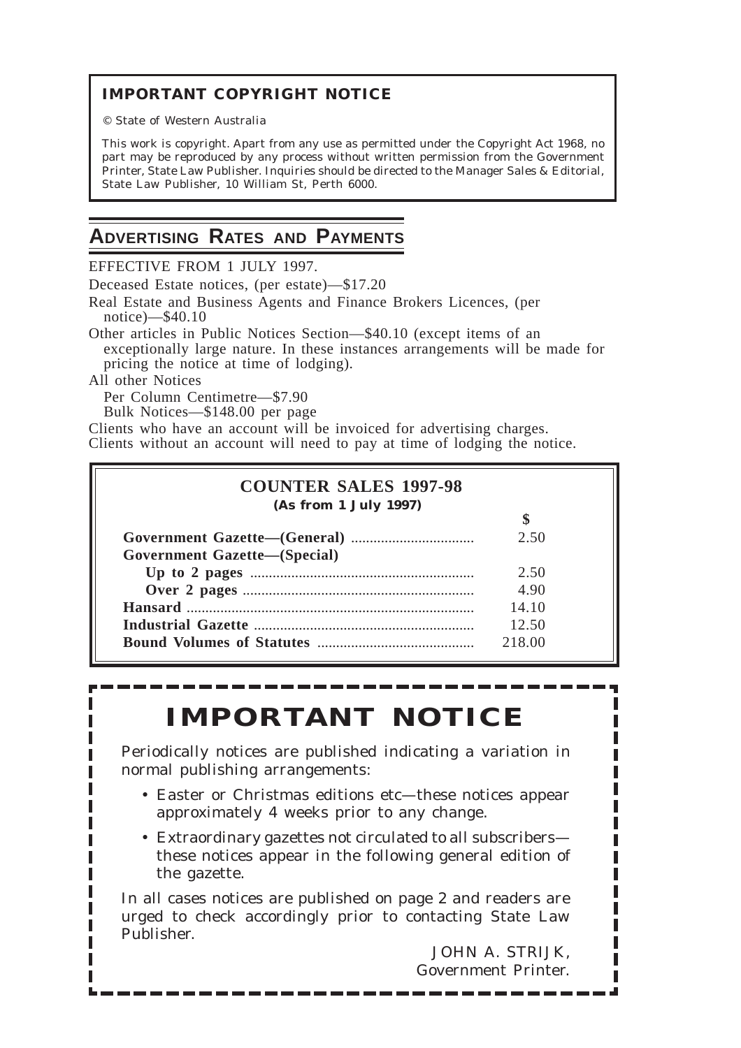## IMPORTANT COPYRIGHT NOTICE

© State of Western Australia

This work is copyright. Apart from any use as permitted under the Copyright Act 1968, no part may be reproduced by any process without written permission from the Government Printer, State Law Publisher. Inquiries should be directed to the Manager Sales & Editorial, State Law Publisher, 10 William St, Perth 6000.

## ADVERTISING RATES AND PAYMENTS

EFFECTIVE FROM 1 JULY 1997.

Deceased Estate notices, (per estate)—$17.20

Real Estate and Business Agents and Finance Brokers Licences, (per notice)—$40.10

Other articles in Public Notices Section—$40.10 (except items of an exceptionally large nature. In these instances arrangements will be made for pricing the notice at time of lodging).

All other Notices

Per Column Centimetre—$7.90

Bulk Notices—$148.00 per page

Clients who have an account will be invoiced for advertising charges.

Clients without an account will need to pay at time of lodging the notice.

### COUNTER SALES 1997-98

**(As from 1 July 1997)**

| | $ |
|---|---|
| **Government Gazette—(General)** | 2.50 |
| **Government Gazette—(Special)** | |
| **Up to 2 pages** | 2.50 |
| **Over 2 pages** | 4.90 |
| **Hansard** | 14.10 |
| **Industrial Gazette** | 12.50 |
| **Bound Volumes of Statutes** | 218.00 |

# IMPORTANT NOTICE

Periodically notices are published indicating a variation in normal publishing arrangements:

- Easter or Christmas editions etc—these notices appear approximately 4 weeks prior to any change.
- Extraordinary gazettes not circulated to all subscribers—these notices appear in the following general edition of the gazette.

In all cases notices are published on page 2 and readers are urged to check accordingly prior to contacting State Law Publisher.

JOHN A. STRIJK,
Government Printer.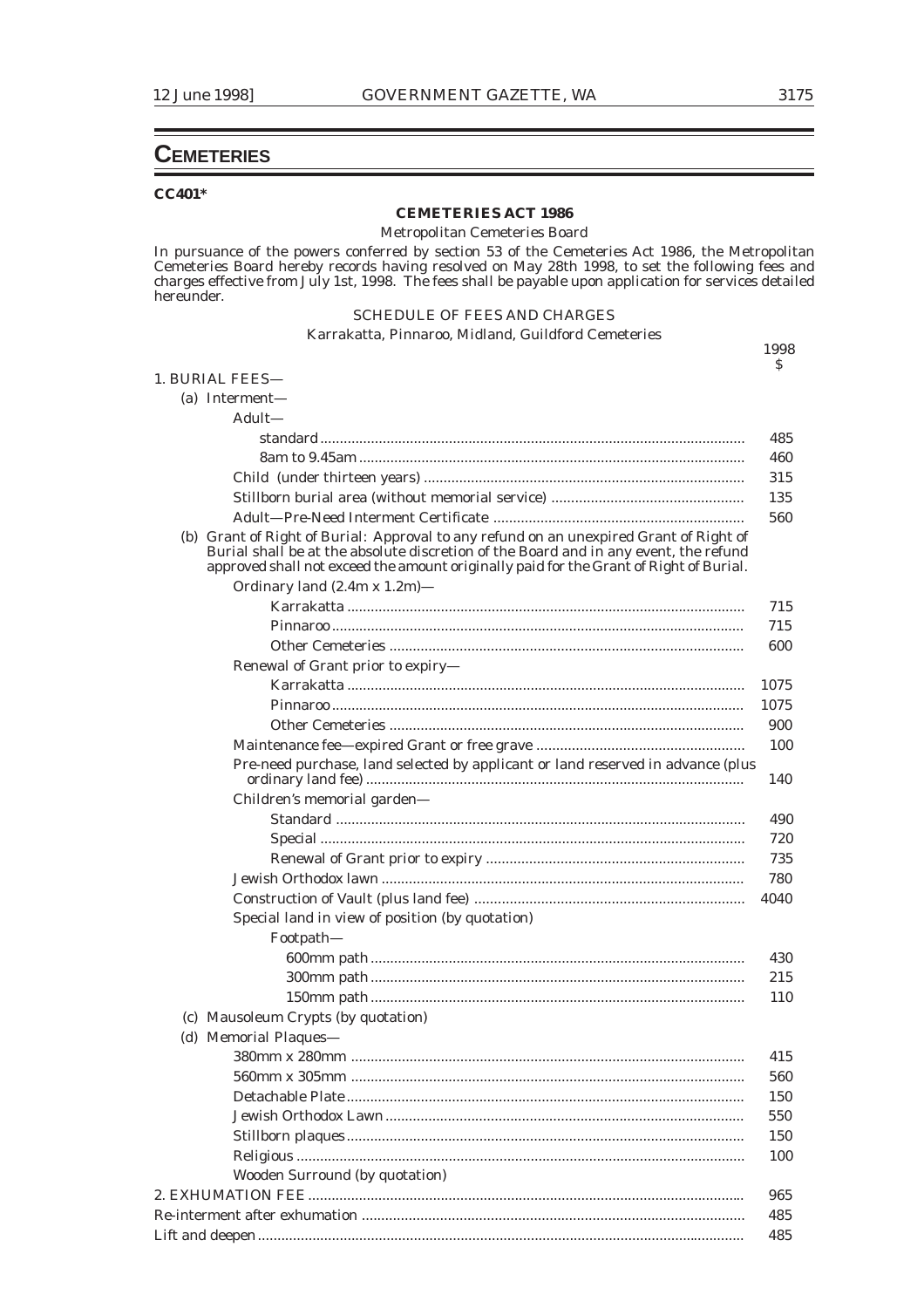# CEMETERIES

**CC401\***

**CEMETERIES ACT 1986**

Metropolitan Cemeteries Board

In pursuance of the powers conferred by section 53 of the Cemeteries Act 1986, the Metropolitan Cemeteries Board hereby records having resolved on May 28th 1998, to set the following fees and charges effective from July 1st, 1998. The fees shall be payable upon application for services detailed hereunder.

SCHEDULE OF FEES AND CHARGES

Karrakatta, Pinnaroo, Midland, Guildford Cemeteries

| | 1998 $ |
|---|---|
| 1. BURIAL FEES— | |
| (a) Interment— | |
| Adult— | |
| standard | 485 |
| 8am to 9.45am | 460 |
| Child (under thirteen years) | 315 |
| Stillborn burial area (without memorial service) | 135 |
| Adult—Pre-Need Interment Certificate | 560 |
| (b) Grant of Right of Burial: Approval to any refund on an unexpired Grant of Right of Burial shall be at the absolute discretion of the Board and in any event, the refund approved shall not exceed the amount originally paid for the Grant of Right of Burial. | |
| Ordinary land (2.4m x 1.2m)— | |
| Karrakatta | 715 |
| Pinnaroo | 715 |
| Other Cemeteries | 600 |
| Renewal of Grant prior to expiry— | |
| Karrakatta | 1075 |
| Pinnaroo | 1075 |
| Other Cemeteries | 900 |
| Maintenance fee—expired Grant or free grave | 100 |
| Pre-need purchase, land selected by applicant or land reserved in advance (plus ordinary land fee) | 140 |
| Children's memorial garden— | |
| Standard | 490 |
| Special | 720 |
| Renewal of Grant prior to expiry | 735 |
| Jewish Orthodox lawn | 780 |
| Construction of Vault (plus land fee) | 4040 |
| Special land in view of position (by quotation) | |
| Footpath— | |
| 600mm path | 430 |
| 300mm path | 215 |
| 150mm path | 110 |
| (c) Mausoleum Crypts (by quotation) | |
| (d) Memorial Plaques— | |
| 380mm x 280mm | 415 |
| 560mm x 305mm | 560 |
| Detachable Plate | 150 |
| Jewish Orthodox Lawn | 550 |
| Stillborn plaques | 150 |
| Religious | 100 |
| Wooden Surround (by quotation) | |
| 2. EXHUMATION FEE | 965 |
| Re-interment after exhumation | 485 |
| Lift and deepen | 485 |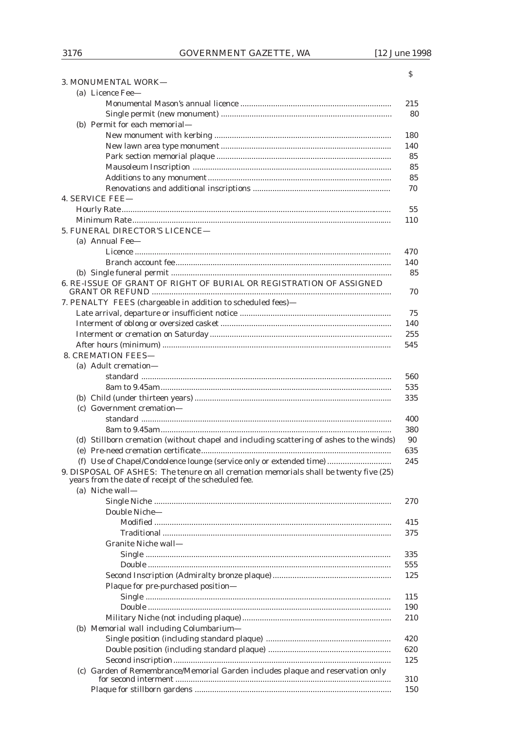| | $ |
|---|---|
| 3. MONUMENTAL WORK— | |
| (a) Licence Fee— | |
| Monumental Mason's annual licence | 215 |
| Single permit (new monument) | 80 |
| (b) Permit for each memorial— | |
| New monument with kerbing | 180 |
| New lawn area type monument | 140 |
| Park section memorial plaque | 85 |
| Mausoleum Inscription | 85 |
| Additions to any monument | 85 |
| Renovations and additional inscriptions | 70 |
| 4. SERVICE FEE— | |
| Hourly Rate | 55 |
| Minimum Rate | 110 |
| 5. FUNERAL DIRECTOR'S LICENCE— | |
| (a) Annual Fee— | |
| Licence | 470 |
| Branch account fee | 140 |
| (b) Single funeral permit | 85 |
| 6. RE-ISSUE OF GRANT OF RIGHT OF BURIAL OR REGISTRATION OF ASSIGNED GRANT OR REFUND | 70 |
| 7. PENALTY FEES (chargeable in addition to scheduled fees)— | |
| Late arrival, departure or insufficient notice | 75 |
| Interment of oblong or oversized casket | 140 |
| Interment or cremation on Saturday | 255 |
| After hours (minimum) | 545 |
| 8. CREMATION FEES— | |
| (a) Adult cremation— | |
| standard | 560 |
| 8am to 9.45am | 535 |
| (b) Child (under thirteen years) | 335 |
| (c) Government cremation— | |
| standard | 400 |
| 8am to 9.45am | 380 |
| (d) Stillborn cremation (without chapel and including scattering of ashes to the winds) | 90 |
| (e) Pre-need cremation certificate | 635 |
| (f) Use of Chapel/Condolence lounge (service only or extended time) | 245 |
| 9. DISPOSAL OF ASHES: The tenure on all cremation memorials shall be twenty five (25) years from the date of receipt of the scheduled fee. | |
| (a) Niche wall— | |
| Single Niche | 270 |
| Double Niche— | |
| Modified | 415 |
| Traditional | 375 |
| Granite Niche wall— | |
| Single | 335 |
| Double | 555 |
| Second Inscription (Admiralty bronze plaque) | 125 |
| Plaque for pre-purchased position— | |
| Single | 115 |
| Double | 190 |
| Military Niche (not including plaque) | 210 |
| (b) Memorial wall including Columbarium— | |
| Single position (including standard plaque) | 420 |
| Double position (including standard plaque) | 620 |
| Second inscription | 125 |
| (c) Garden of Remembrance/Memorial Garden includes plaque and reservation only for second interment | 310 |
| Plaque for stillborn gardens | 150 |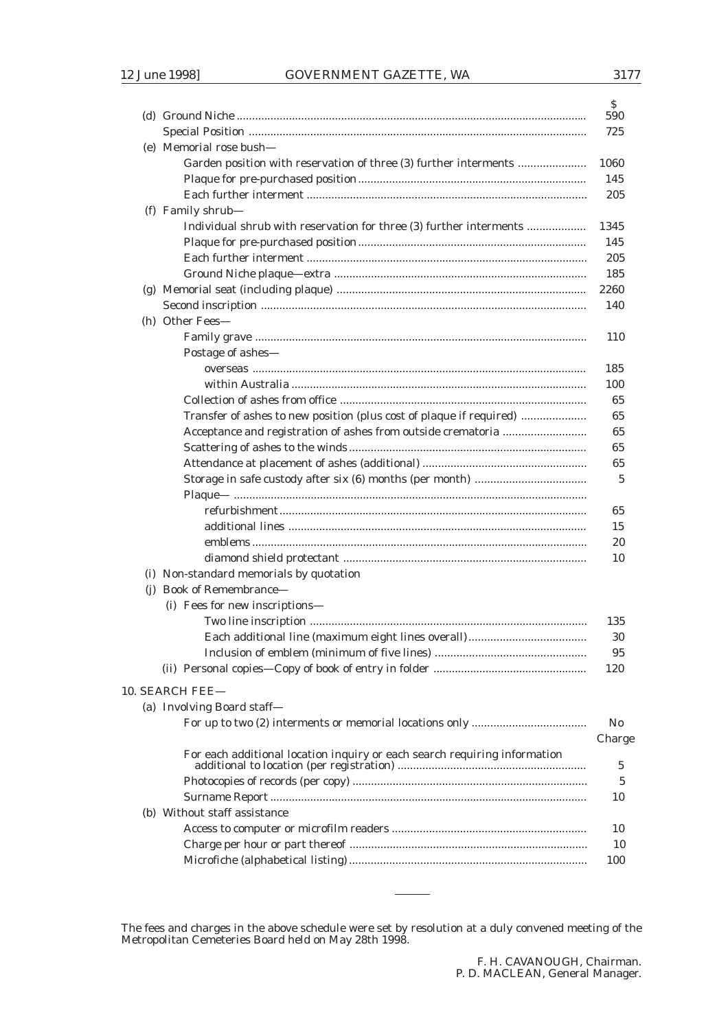| | $ |
|---|---|
| (d) Ground Niche | 590 |
| Special Position | 725 |
| (e) Memorial rose bush— | |
| Garden position with reservation of three (3) further interments | 1060 |
| Plaque for pre-purchased position | 145 |
| Each further interment | 205 |
| (f) Family shrub— | |
| Individual shrub with reservation for three (3) further interments | 1345 |
| Plaque for pre-purchased position | 145 |
| Each further interment | 205 |
| Ground Niche plaque—extra | 185 |
| (g) Memorial seat (including plaque) | 2260 |
| Second inscription | 140 |
| (h) Other Fees— | |
| Family grave | 110 |
| Postage of ashes— | |
| overseas | 185 |
| within Australia | 100 |
| Collection of ashes from office | 65 |
| Transfer of ashes to new position (plus cost of plaque if required) | 65 |
| Acceptance and registration of ashes from outside crematoria | 65 |
| Scattering of ashes to the winds | 65 |
| Attendance at placement of ashes (additional) | 65 |
| Storage in safe custody after six (6) months (per month) | 5 |
| Plaque— | |
| refurbishment | 65 |
| additional lines | 15 |
| emblems | 20 |
| diamond shield protectant | 10 |
| (i) Non-standard memorials by quotation | |
| (j) Book of Remembrance— | |
| (i) Fees for new inscriptions— | |
| Two line inscription | 135 |
| Each additional line (maximum eight lines overall) | 30 |
| Inclusion of emblem (minimum of five lines) | 95 |
| (ii) Personal copies—Copy of book of entry in folder | 120 |

10. SEARCH FEE—

| | $ |
|---|---|
| (a) Involving Board staff— | |
| For up to two (2) interments or memorial locations only | No Charge |
| For each additional location inquiry or each search requiring information additional to location (per registration) | 5 |
| Photocopies of records (per copy) | 5 |
| Surname Report | 10 |
| (b) Without staff assistance | |
| Access to computer or microfilm readers | 10 |
| Charge per hour or part thereof | 10 |
| Microfiche (alphabetical listing) | 100 |

---

The fees and charges in the above schedule were set by resolution at a duly convened meeting of the Metropolitan Cemeteries Board held on May 28th 1998.

F. H. CAVANOUGH, Chairman.
P. D. MACLEAN, General Manager.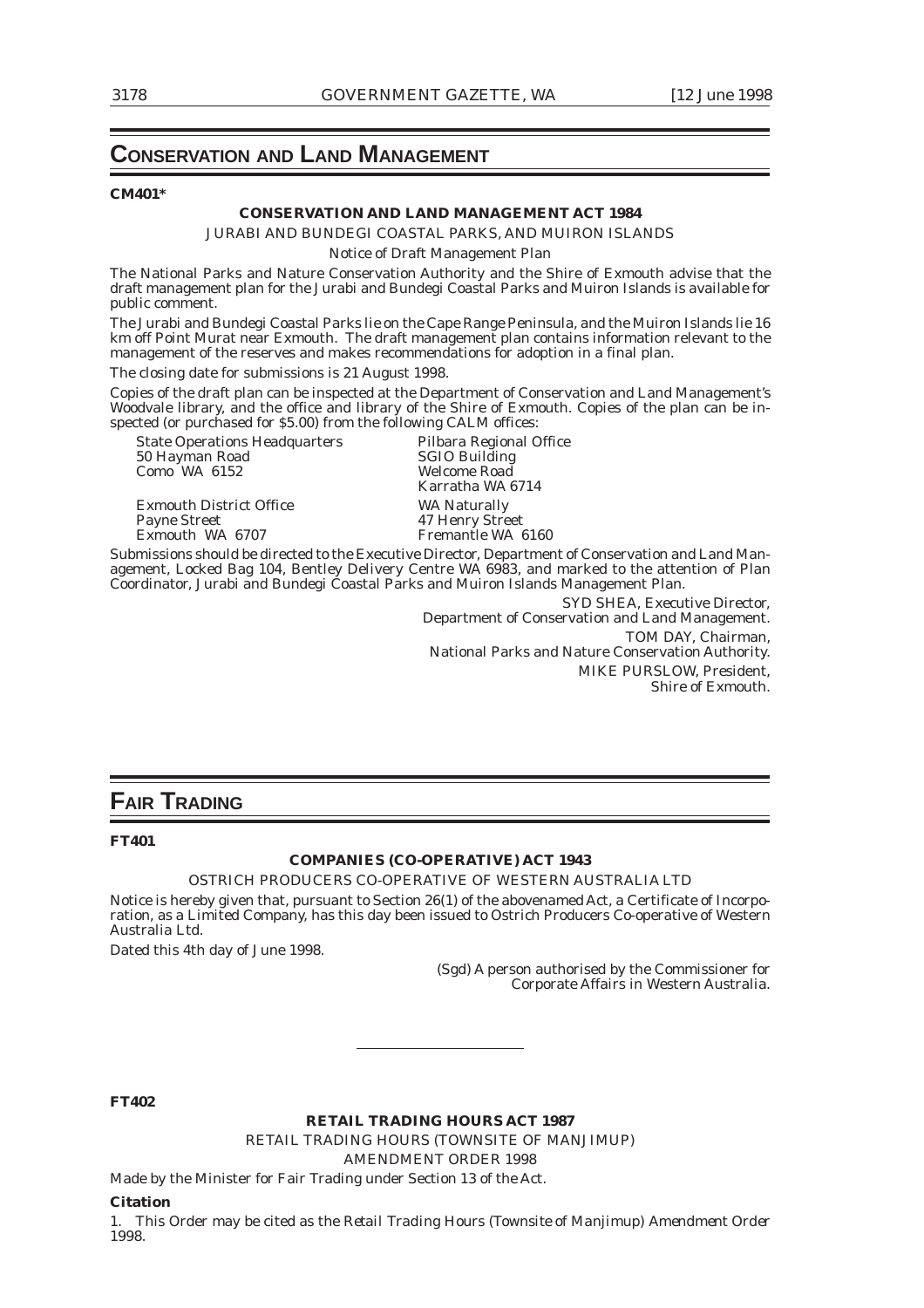## Conservation and Land Management

**CM401***

**CONSERVATION AND LAND MANAGEMENT ACT 1984**

JURABI AND BUNDEGI COASTAL PARKS, AND MUIRON ISLANDS

Notice of Draft Management Plan

The National Parks and Nature Conservation Authority and the Shire of Exmouth advise that the draft management plan for the Jurabi and Bundegi Coastal Parks and Muiron Islands is available for public comment.

The Jurabi and Bundegi Coastal Parks lie on the Cape Range Peninsula, and the Muiron Islands lie 16 km off Point Murat near Exmouth. The draft management plan contains information relevant to the management of the reserves and makes recommendations for adoption in a final plan.

The closing date for submissions is 21 August 1998.

Copies of the draft plan can be inspected at the Department of Conservation and Land Management's Woodvale library, and the office and library of the Shire of Exmouth. Copies of the plan can be inspected (or purchased for $5.00) from the following CALM offices:

State Operations Headquarters
50 Hayman Road
Como WA 6152

Pilbara Regional Office
SGIO Building
Welcome Road
Karratha WA 6714

Exmouth District Office
Payne Street
Exmouth WA 6707

WA Naturally
47 Henry Street
Fremantle WA 6160

Submissions should be directed to the Executive Director, Department of Conservation and Land Management, Locked Bag 104, Bentley Delivery Centre WA 6983, and marked to the attention of Plan Coordinator, Jurabi and Bundegi Coastal Parks and Muiron Islands Management Plan.

SYD SHEA, Executive Director,
Department of Conservation and Land Management.

TOM DAY, Chairman,
National Parks and Nature Conservation Authority.

MIKE PURSLOW, President,
Shire of Exmouth.

## Fair Trading

**FT401**

**COMPANIES (CO-OPERATIVE) ACT 1943**

OSTRICH PRODUCERS CO-OPERATIVE OF WESTERN AUSTRALIA LTD

Notice is hereby given that, pursuant to Section 26(1) of the abovenamed Act, a Certificate of Incorporation, as a Limited Company, has this day been issued to Ostrich Producers Co-operative of Western Australia Ltd.

Dated this 4th day of June 1998.

(Sgd) A person authorised by the Commissioner for
Corporate Affairs in Western Australia.

---

**FT402**

**RETAIL TRADING HOURS ACT 1987**

RETAIL TRADING HOURS (TOWNSITE OF MANJIMUP)
AMENDMENT ORDER 1998

Made by the Minister for Fair Trading under Section 13 of the Act.

**Citation**

1. This Order may be cited as the *Retail Trading Hours (Townsite of Manjimup) Amendment Order 1998*.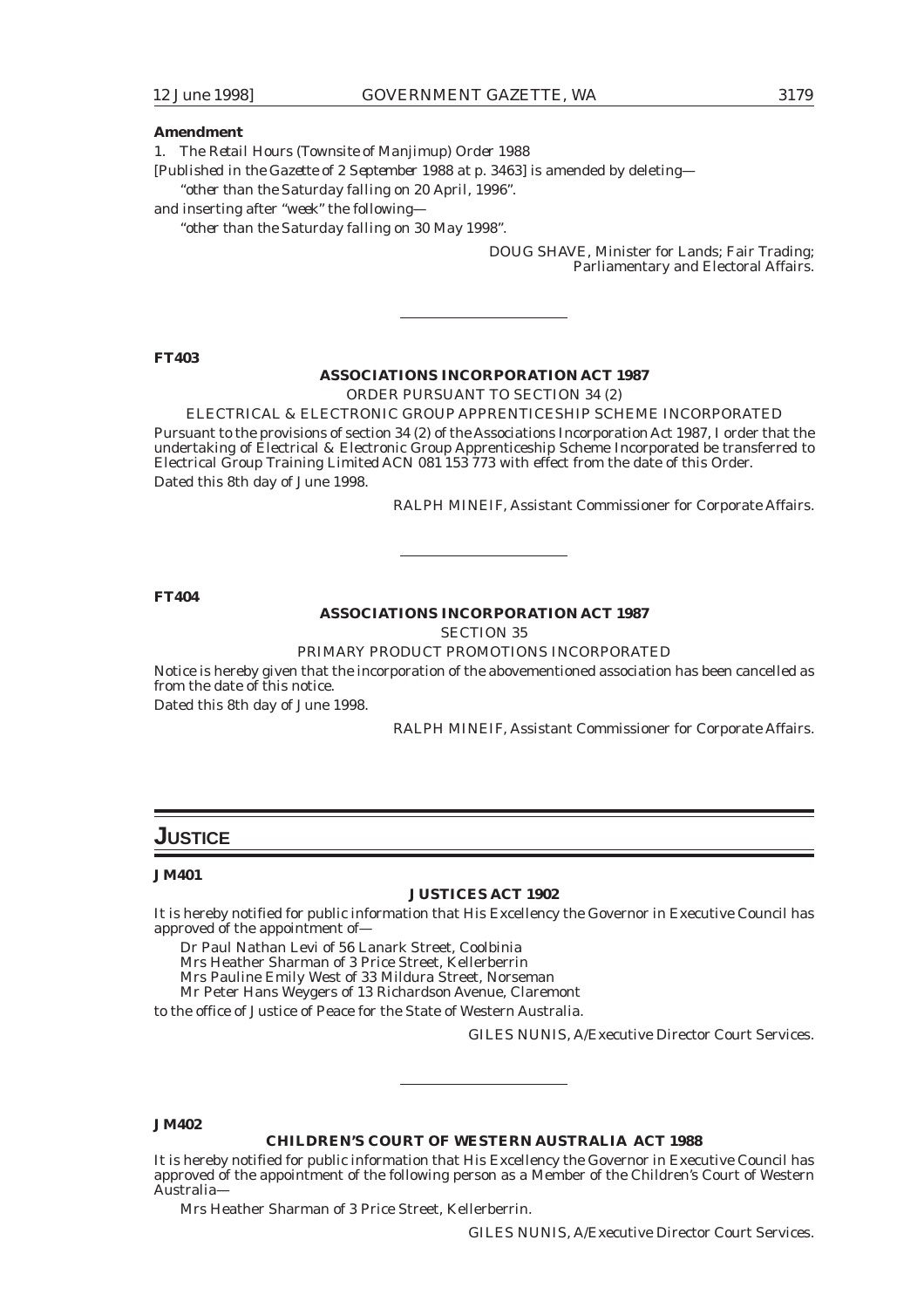**Amendment**

1. The *Retail Hours (Townsite of Manjimup) Order 1988*

[*Published in the Gazette of 2 September 1988 at p. 3463*] is amended by deleting—

"other than the Saturday falling on 20 April, 1996".

and inserting after "week" the following—

"other than the Saturday falling on 30 May 1998".

DOUG SHAVE, Minister for Lands; Fair Trading; Parliamentary and Electoral Affairs.

---

**FT403**

**ASSOCIATIONS INCORPORATION ACT 1987**

ORDER PURSUANT TO SECTION 34 (2)

ELECTRICAL & ELECTRONIC GROUP APPRENTICESHIP SCHEME INCORPORATED

Pursuant to the provisions of section 34 (2) of the Associations Incorporation Act 1987, I order that the undertaking of Electrical & Electronic Group Apprenticeship Scheme Incorporated be transferred to Electrical Group Training Limited ACN 081 153 773 with effect from the date of this Order.

Dated this 8th day of June 1998.

RALPH MINEIF, Assistant Commissioner for Corporate Affairs.

---

**FT404**

**ASSOCIATIONS INCORPORATION ACT 1987**

SECTION 35

PRIMARY PRODUCT PROMOTIONS INCORPORATED

Notice is hereby given that the incorporation of the abovementioned association has been cancelled as from the date of this notice.

Dated this 8th day of June 1998.

RALPH MINEIF, Assistant Commissioner for Corporate Affairs.

## JUSTICE

**JM401**

**JUSTICES ACT 1902**

It is hereby notified for public information that His Excellency the Governor in Executive Council has approved of the appointment of—

Dr Paul Nathan Levi of 56 Lanark Street, Coolbinia
Mrs Heather Sharman of 3 Price Street, Kellerberrin
Mrs Pauline Emily West of 33 Mildura Street, Norseman
Mr Peter Hans Weygers of 13 Richardson Avenue, Claremont

to the office of Justice of Peace for the State of Western Australia.

GILES NUNIS, A/Executive Director Court Services.

---

**JM402**

**CHILDREN'S COURT OF WESTERN AUSTRALIA ACT 1988**

It is hereby notified for public information that His Excellency the Governor in Executive Council has approved of the appointment of the following person as a Member of the Children's Court of Western Australia—

Mrs Heather Sharman of 3 Price Street, Kellerberrin.

GILES NUNIS, A/Executive Director Court Services.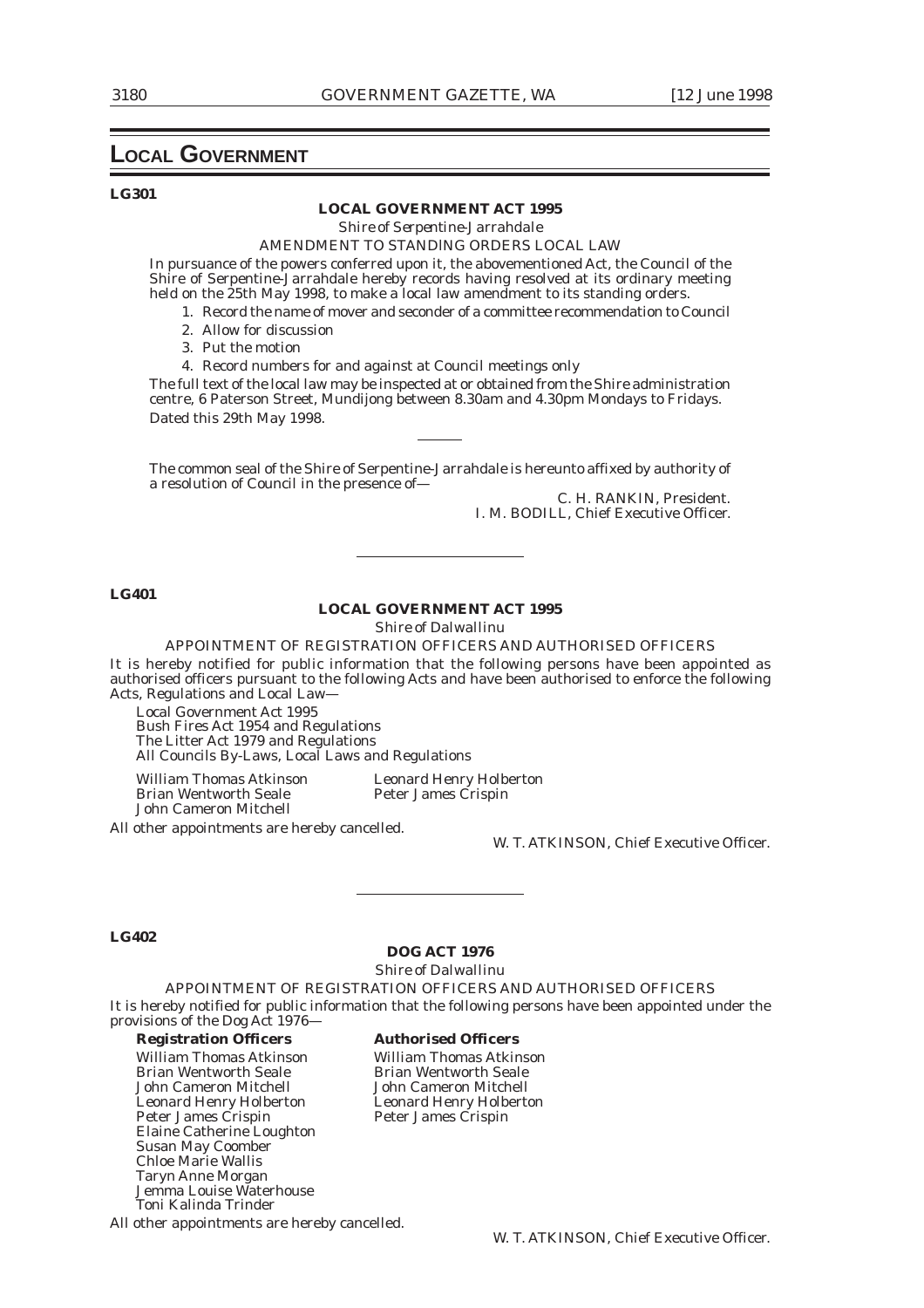# LOCAL GOVERNMENT

**LG301**

**LOCAL GOVERNMENT ACT 1995**

*Shire of Serpentine-Jarrahdale*

AMENDMENT TO STANDING ORDERS LOCAL LAW

In pursuance of the powers conferred upon it, the abovementioned Act, the Council of the Shire of Serpentine-Jarrahdale hereby records having resolved at its ordinary meeting held on the 25th May 1998, to make a local law amendment to its standing orders.

1. Record the name of mover and seconder of a committee recommendation to Council
2. Allow for discussion
3. Put the motion
4. Record numbers for and against at Council meetings only

The full text of the local law may be inspected at or obtained from the Shire administration centre, 6 Paterson Street, Mundijong between 8.30am and 4.30pm Mondays to Fridays.

Dated this 29th May 1998.

---

The common seal of the Shire of Serpentine-Jarrahdale is hereunto affixed by authority of a resolution of Council in the presence of—

C. H. RANKIN, President.
I. M. BODILL, Chief Executive Officer.

---

**LG401**

**LOCAL GOVERNMENT ACT 1995**

*Shire of Dalwallinu*

APPOINTMENT OF REGISTRATION OFFICERS AND AUTHORISED OFFICERS

It is hereby notified for public information that the following persons have been appointed as authorised officers pursuant to the following Acts and have been authorised to enforce the following Acts, Regulations and Local Law—

Local Government Act 1995
Bush Fires Act 1954 and Regulations
The Litter Act 1979 and Regulations
All Councils By-Laws, Local Laws and Regulations

William Thomas Atkinson
Brian Wentworth Seale
John Cameron Mitchell
Leonard Henry Holberton
Peter James Crispin

All other appointments are hereby cancelled.

W. T. ATKINSON, Chief Executive Officer.

---

**LG402**

**DOG ACT 1976**

*Shire of Dalwallinu*

APPOINTMENT OF REGISTRATION OFFICERS AND AUTHORISED OFFICERS

It is hereby notified for public information that the following persons have been appointed under the provisions of the Dog Act 1976—

| **Registration Officers** | **Authorised Officers** |
|---|---|
| William Thomas Atkinson | William Thomas Atkinson |
| Brian Wentworth Seale | Brian Wentworth Seale |
| John Cameron Mitchell | John Cameron Mitchell |
| Leonard Henry Holberton | Leonard Henry Holberton |
| Peter James Crispin | Peter James Crispin |
| Elaine Catherine Loughton | |
| Susan May Coomber | |
| Chloe Marie Wallis | |
| Taryn Anne Morgan | |
| Jemma Louise Waterhouse | |
| Toni Kalinda Trinder | |

All other appointments are hereby cancelled.

W. T. ATKINSON, Chief Executive Officer.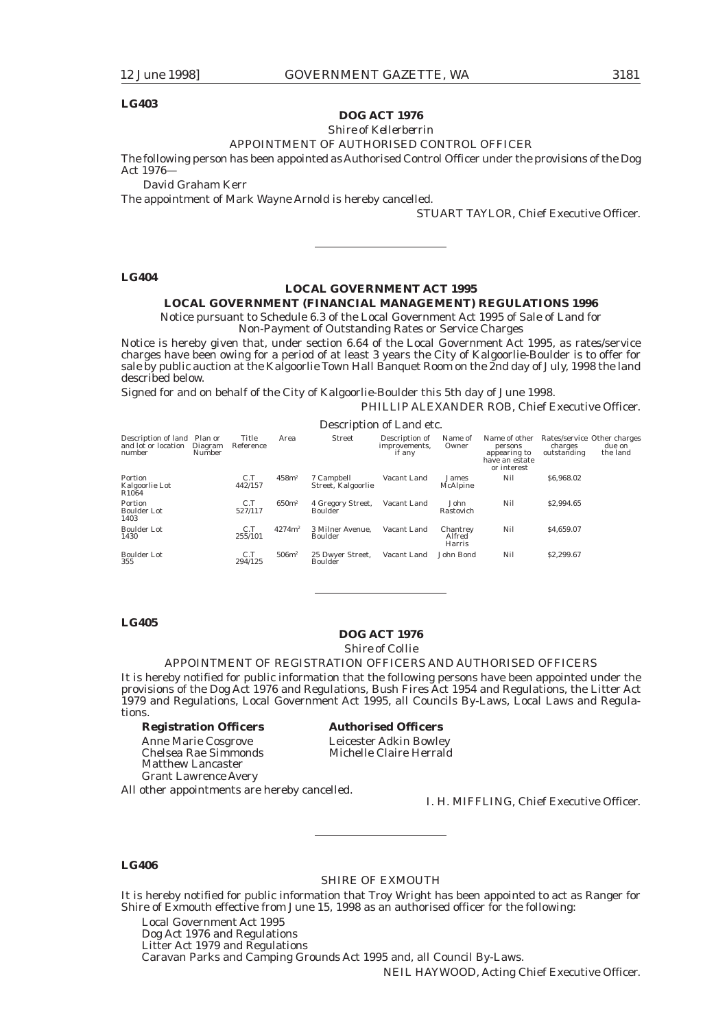**LG403**

**DOG ACT 1976**

*Shire of Kellerberrin*

APPOINTMENT OF AUTHORISED CONTROL OFFICER

The following person has been appointed as Authorised Control Officer under the provisions of the Dog Act 1976—

David Graham Kerr

The appointment of Mark Wayne Arnold is hereby cancelled.

STUART TAYLOR, Chief Executive Officer.

---

**LG404**

**LOCAL GOVERNMENT ACT 1995**

**LOCAL GOVERNMENT (FINANCIAL MANAGEMENT) REGULATIONS 1996**

Notice pursuant to Schedule 6.3 of the Local Government Act 1995 of Sale of Land for Non-Payment of Outstanding Rates or Service Charges

Notice is hereby given that, under section 6.64 of the Local Government Act 1995, as rates/service charges have been owing for a period of at least 3 years the City of Kalgoorlie-Boulder is to offer for sale by public auction at the Kalgoorlie Town Hall Banquet Room on the 2nd day of July, 1998 the land described below.

Signed for and on behalf of the City of Kalgoorlie-Boulder this 5th day of June 1998.

PHILLIP ALEXANDER ROB, Chief Executive Officer.

Description of Land etc.

| Description of land and lot or location number | Plan or Diagram Number | Title Reference | Area | Street | Description of improvements, if any | Name of Owner | Name of other persons appearing to have an estate or interest | Rates/service charges outstanding | Other charges due on the land |
|---|---|---|---|---|---|---|---|---|---|
| Portion Kalgoorlie Lot R1064 | | C.T 442/157 | 458m² | 7 Campbell Street, Kalgoorlie | Vacant Land | James McAlpine | Nil | $6,968.02 | |
| Portion Boulder Lot 1403 | | C.T 527/117 | 650m² | 4 Gregory Street, Boulder | Vacant Land | John Rastovich | Nil | $2,994.65 | |
| Boulder Lot 1430 | | C.T 255/101 | 4274m² | 3 Milner Avenue, Boulder | Vacant Land | Chantrey Alfred Harris | Nil | $4,659.07 | |
| Boulder Lot 355 | | C.T 294/125 | 506m² | 25 Dwyer Street, Boulder | Vacant Land | John Bond | Nil | $2,299.67 | |

---

**LG405**

**DOG ACT 1976**

*Shire of Collie*

APPOINTMENT OF REGISTRATION OFFICERS AND AUTHORISED OFFICERS

It is hereby notified for public information that the following persons have been appointed under the provisions of the Dog Act 1976 and Regulations, Bush Fires Act 1954 and Regulations, the Litter Act 1979 and Regulations, Local Government Act 1995, all Councils By-Laws, Local Laws and Regulations.

**Registration Officers**

Anne Marie Cosgrove
Chelsea Rae Simmonds
Matthew Lancaster
Grant Lawrence Avery

**Authorised Officers**

Leicester Adkin Bowley
Michelle Claire Herrald

All other appointments are hereby cancelled.

I. H. MIFFLING, Chief Executive Officer.

---

**LG406**

SHIRE OF EXMOUTH

It is hereby notified for public information that Troy Wright has been appointed to act as Ranger for Shire of Exmouth effective from June 15, 1998 as an authorised officer for the following:

Local Government Act 1995
Dog Act 1976 and Regulations
Litter Act 1979 and Regulations
Caravan Parks and Camping Grounds Act 1995 and, all Council By-Laws.

NEIL HAYWOOD, Acting Chief Executive Officer.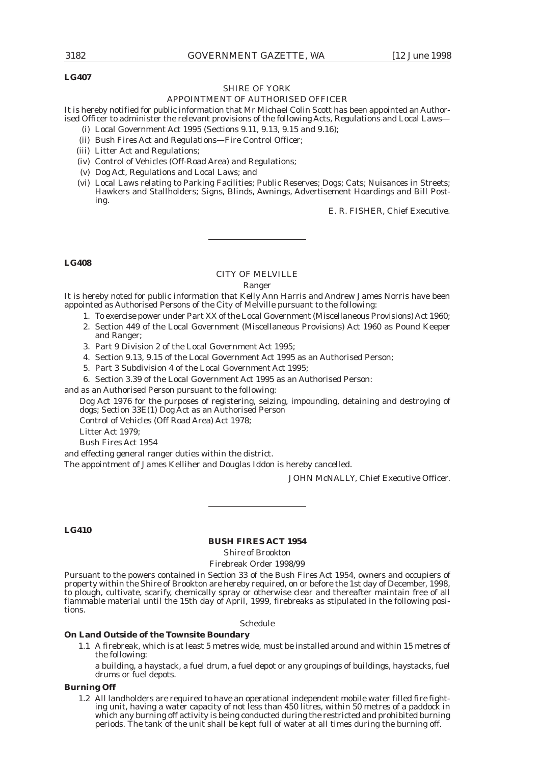**LG407**

SHIRE OF YORK

APPOINTMENT OF AUTHORISED OFFICER

It is hereby notified for public information that Mr Michael Colin Scott has been appointed an Authorised Officer to administer the relevant provisions of the following Acts, Regulations and Local Laws—

(i) Local Government Act 1995 (Sections 9.11, 9.13, 9.15 and 9.16);

(ii) Bush Fires Act and Regulations—Fire Control Officer;

(iii) Litter Act and Regulations;

(iv) Control of Vehicles (Off-Road Area) and Regulations;

(v) Dog Act, Regulations and Local Laws; and

(vi) Local Laws relating to Parking Facilities; Public Reserves; Dogs; Cats; Nuisances in Streets; Hawkers and Stallholders; Signs, Blinds, Awnings, Advertisement Hoardings and Bill Posting.

E. R. FISHER, Chief Executive.

---

**LG408**

CITY OF MELVILLE

Ranger

It is hereby noted for public information that Kelly Ann Harris and Andrew James Norris have been appointed as Authorised Persons of the City of Melville pursuant to the following:

1. To exercise power under Part XX of the Local Government (Miscellaneous Provisions) Act 1960;
2. Section 449 of the Local Government (Miscellaneous Provisions) Act 1960 as Pound Keeper and Ranger;
3. Part 9 Division 2 of the Local Government Act 1995;
4. Section 9.13, 9.15 of the Local Government Act 1995 as an Authorised Person;
5. Part 3 Subdivision 4 of the Local Government Act 1995;
6. Section 3.39 of the Local Government Act 1995 as an Authorised Person:

and as an Authorised Person pursuant to the following:

Dog Act 1976 for the purposes of registering, seizing, impounding, detaining and destroying of dogs; Section 33E(1) Dog Act as an Authorised Person

Control of Vehicles (Off Road Area) Act 1978;

Litter Act 1979;

Bush Fires Act 1954

and effecting general ranger duties within the district.

The appointment of James Kelliher and Douglas Iddon is hereby cancelled.

JOHN McNALLY, Chief Executive Officer.

---

**LG410**

**BUSH FIRES ACT 1954**

Shire of Brookton

Firebreak Order 1998/99

Pursuant to the powers contained in Section 33 of the Bush Fires Act 1954, owners and occupiers of property within the Shire of Brookton are hereby required, on or before the 1st day of December, 1998, to plough, cultivate, scarify, chemically spray or otherwise clear and thereafter maintain free of all flammable material until the 15th day of April, 1999, firebreaks as stipulated in the following positions.

Schedule

**On Land Outside of the Townsite Boundary**

1.1 A firebreak, which is at least 5 metres wide, must be installed around and within 15 metres of the following:

a building, a haystack, a fuel drum, a fuel depot or any groupings of buildings, haystacks, fuel drums or fuel depots.

**Burning Off**

1.2 All landholders are required to have an operational independent mobile water filled fire fighting unit, having a water capacity of not less than 450 litres, within 50 metres of a paddock in which any burning off activity is being conducted during the restricted and prohibited burning periods. The tank of the unit shall be kept full of water at all times during the burning off.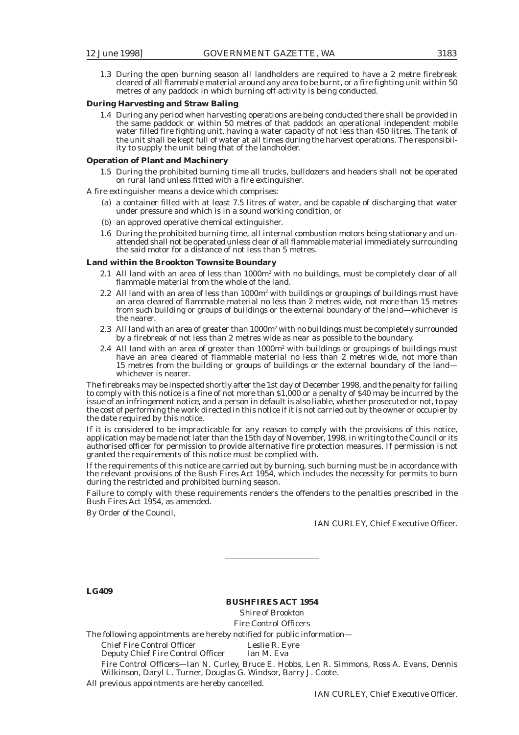1.3 During the open burning season all landholders are required to have a 2 metre firebreak cleared of all flammable material around any area to be burnt, or a fire fighting unit within 50 metres of any paddock in which burning off activity is being conducted.

**During Harvesting and Straw Baling**

1.4 During any period when harvesting operations are being conducted there shall be provided in the same paddock or within 50 metres of that paddock an operational independent mobile water filled fire fighting unit, having a water capacity of not less than 450 litres. The tank of the unit shall be kept full of water at all times during the harvest operations. The responsibility to supply the unit being that of the landholder.

**Operation of Plant and Machinery**

1.5 During the prohibited burning time all trucks, bulldozers and headers shall not be operated on rural land unless fitted with a fire extinguisher.

A fire extinguisher means a device which comprises:

(a) a container filled with at least 7.5 litres of water, and be capable of discharging that water under pressure and which is in a sound working condition, or

(b) an approved operative chemical extinguisher.

1.6 During the prohibited burning time, all internal combustion motors being stationary and unattended shall not be operated unless clear of all flammable material immediately surrounding the said motor for a distance of not less than 5 metres.

**Land within the Brookton Townsite Boundary**

2.1 All land with an area of less than 1000m$^2$ with no buildings, must be completely clear of all flammable material from the whole of the land.

2.2 All land with an area of less than 1000m$^2$ with buildings or groupings of buildings must have an area cleared of flammable material no less than 2 metres wide, not more than 15 metres from such building or groups of buildings or the external boundary of the land—whichever is the nearer.

2.3 All land with an area of greater than 1000m$^2$ with no buildings must be completely surrounded by a firebreak of not less than 2 metres wide as near as possible to the boundary.

2.4 All land with an area of greater than 1000m$^2$ with buildings or groupings of buildings must have an area cleared of flammable material no less than 2 metres wide, not more than 15 metres from the building or groups of buildings or the external boundary of the land—whichever is nearer.

The firebreaks may be inspected shortly after the 1st day of December 1998, and the penalty for failing to comply with this notice is a fine of not more than $1,000 or a penalty of $40 may be incurred by the issue of an infringement notice, and a person in default is also liable, whether prosecuted or not, to pay the cost of performing the work directed in this notice if it is not carried out by the owner or occupier by the date required by this notice.

If it is considered to be impracticable for any reason to comply with the provisions of this notice, application may be made not later than the 15th day of November, 1998, in writing to the Council or its authorised officer for permission to provide alternative fire protection measures. If permission is not granted the requirements of this notice must be complied with.

If the requirements of this notice are carried out by burning, such burning must be in accordance with the relevant provisions of the Bush Fires Act 1954, which includes the necessity for permits to burn during the restricted and prohibited burning season.

Failure to comply with these requirements renders the offenders to the penalties prescribed in the Bush Fires Act 1954, as amended.

By Order of the Council,

IAN CURLEY, Chief Executive Officer.

---

**LG409**

**BUSHFIRES ACT 1954**

*Shire of Brookton*

*Fire Control Officers*

The following appointments are hereby notified for public information—

Chief Fire Control Officer — Leslie R. Eyre

Deputy Chief Fire Control Officer — Ian M. Eva

Fire Control Officers—Ian N. Curley, Bruce E. Hobbs, Len R. Simmons, Ross A. Evans, Dennis Wilkinson, Daryl L. Turner, Douglas G. Windsor, Barry J. Coote.

All previous appointments are hereby cancelled.

IAN CURLEY, Chief Executive Officer.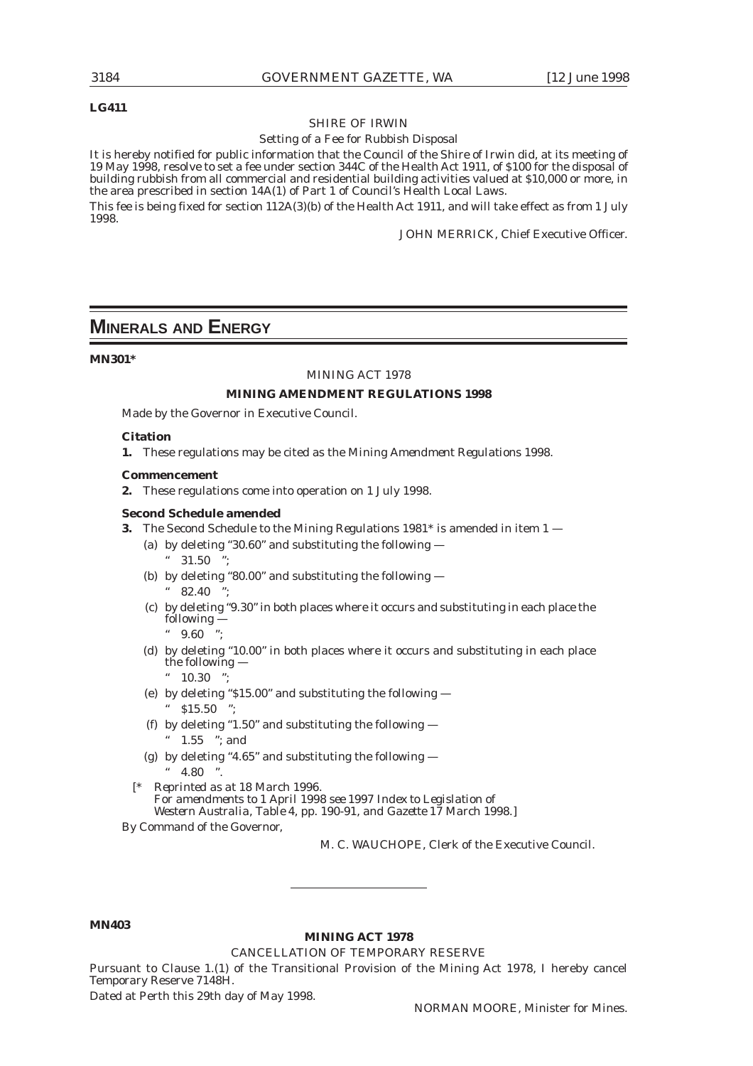**LG411**

SHIRE OF IRWIN

Setting of a Fee for Rubbish Disposal

It is hereby notified for public information that the Council of the Shire of Irwin did, at its meeting of 19 May 1998, resolve to set a fee under section 344C of the Health Act 1911, of $100 for the disposal of building rubbish from all commercial and residential building activities valued at $10,000 or more, in the area prescribed in section 14A(1) of Part 1 of Council's Health Local Laws.

This fee is being fixed for section 112A(3)(b) of the Health Act 1911, and will take effect as from 1 July 1998.

JOHN MERRICK, Chief Executive Officer.

# MINERALS AND ENERGY

**MN301***

MINING ACT 1978

**MINING AMENDMENT REGULATIONS 1998**

Made by the Governor in Executive Council.

**Citation**

**1.** These regulations may be cited as the *Mining Amendment Regulations 1998*.

**Commencement**

**2.** These regulations come into operation on 1 July 1998.

**Second Schedule amended**

**3.** The Second Schedule to the *Mining Regulations 1981** is amended in item 1 —

(a) by deleting "30.60" and substituting the following —
" 31.50 ";

(b) by deleting "80.00" and substituting the following —
" 82.40 ";

(c) by deleting "9.30" in both places where it occurs and substituting in each place the following —
" 9.60 ";

(d) by deleting "10.00" in both places where it occurs and substituting in each place the following —
" 10.30 ";

(e) by deleting "$15.00" and substituting the following —
" $15.50 ";

(f) by deleting "1.50" and substituting the following —
" 1.55 "; and

(g) by deleting "4.65" and substituting the following —
" 4.80 ".

[* *Reprinted as at 18 March 1996.
For amendments to 1 April 1998 see 1997 Index to Legislation of Western Australia, Table 4, pp. 190-91, and Gazette 17 March 1998.*]

By Command of the Governor,

M. C. WAUCHOPE, Clerk of the Executive Council.

---

**MN403**

**MINING ACT 1978**

CANCELLATION OF TEMPORARY RESERVE

Pursuant to Clause 1.(1) of the Transitional Provision of the Mining Act 1978, I hereby cancel Temporary Reserve 7148H.

Dated at Perth this 29th day of May 1998.

NORMAN MOORE, Minister for Mines.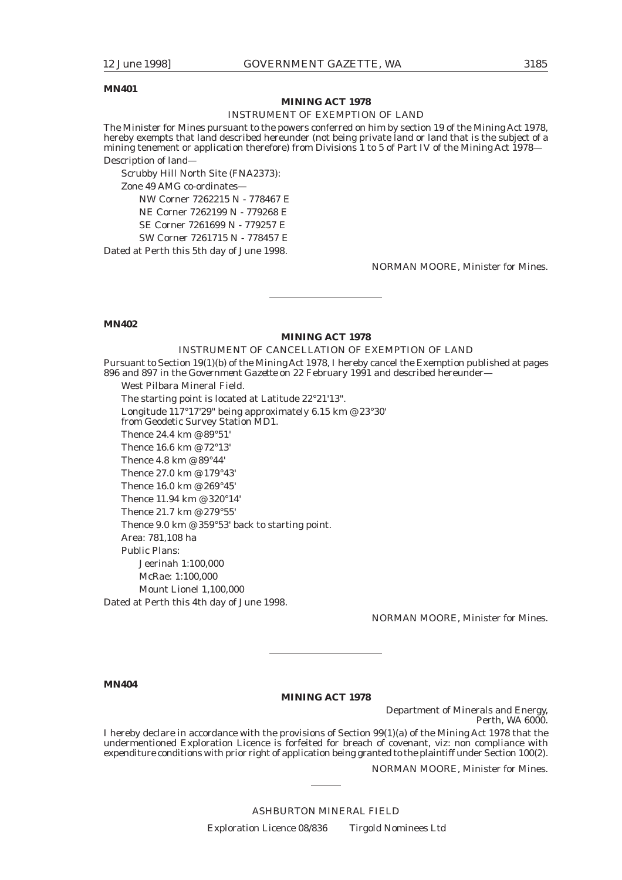**MN401**

**MINING ACT 1978**

INSTRUMENT OF EXEMPTION OF LAND

The Minister for Mines pursuant to the powers conferred on him by section 19 of the Mining Act 1978, hereby exempts that land described hereunder (not being private land or land that is the subject of a mining tenement or application therefore) from Divisions 1 to 5 of Part IV of the Mining Act 1978—

Description of land—

Scrubby Hill North Site (FNA2373):

Zone 49 AMG co-ordinates—

NW Corner 7262215 N - 778467 E

NE Corner 7262199 N - 779268 E

SE Corner 7261699 N - 779257 E

SW Corner 7261715 N - 778457 E

Dated at Perth this 5th day of June 1998.

NORMAN MOORE, Minister for Mines.

---

**MN402**

**MINING ACT 1978**

INSTRUMENT OF CANCELLATION OF EXEMPTION OF LAND

Pursuant to Section 19(1)(b) of the Mining Act 1978, I hereby cancel the Exemption published at pages 896 and 897 in the *Government Gazette* on 22 February 1991 and described hereunder—

West Pilbara Mineral Field.

The starting point is located at Latitude 22°21'13".

Longitude 117°17'29" being approximately 6.15 km @ 23°30' from Geodetic Survey Station MD1.

Thence 24.4 km @ 89°51'

Thence 16.6 km @ 72°13'

Thence 4.8 km @ 89°44'

Thence 27.0 km @ 179°43'

Thence 16.0 km @ 269°45'

Thence 11.94 km @ 320°14'

Thence 21.7 km @ 279°55'

Thence 9.0 km @ 359°53' back to starting point.

Area: 781,108 ha

Public Plans:

Jeerinah 1:100,000

McRae: 1:100,000

Mount Lionel 1,100,000

Dated at Perth this 4th day of June 1998.

NORMAN MOORE, Minister for Mines.

---

**MN404**

**MINING ACT 1978**

Department of Minerals and Energy,
Perth, WA 6000.

I hereby declare in accordance with the provisions of Section 99(1)(a) of the Mining Act 1978 that the undermentioned Exploration Licence is forfeited for breach of covenant, viz: non compliance with expenditure conditions with prior right of application being granted to the plaintiff under Section 100(2).

NORMAN MOORE, Minister for Mines.

---

ASHBURTON MINERAL FIELD

Exploration Licence 08/836 Tirgold Nominees Ltd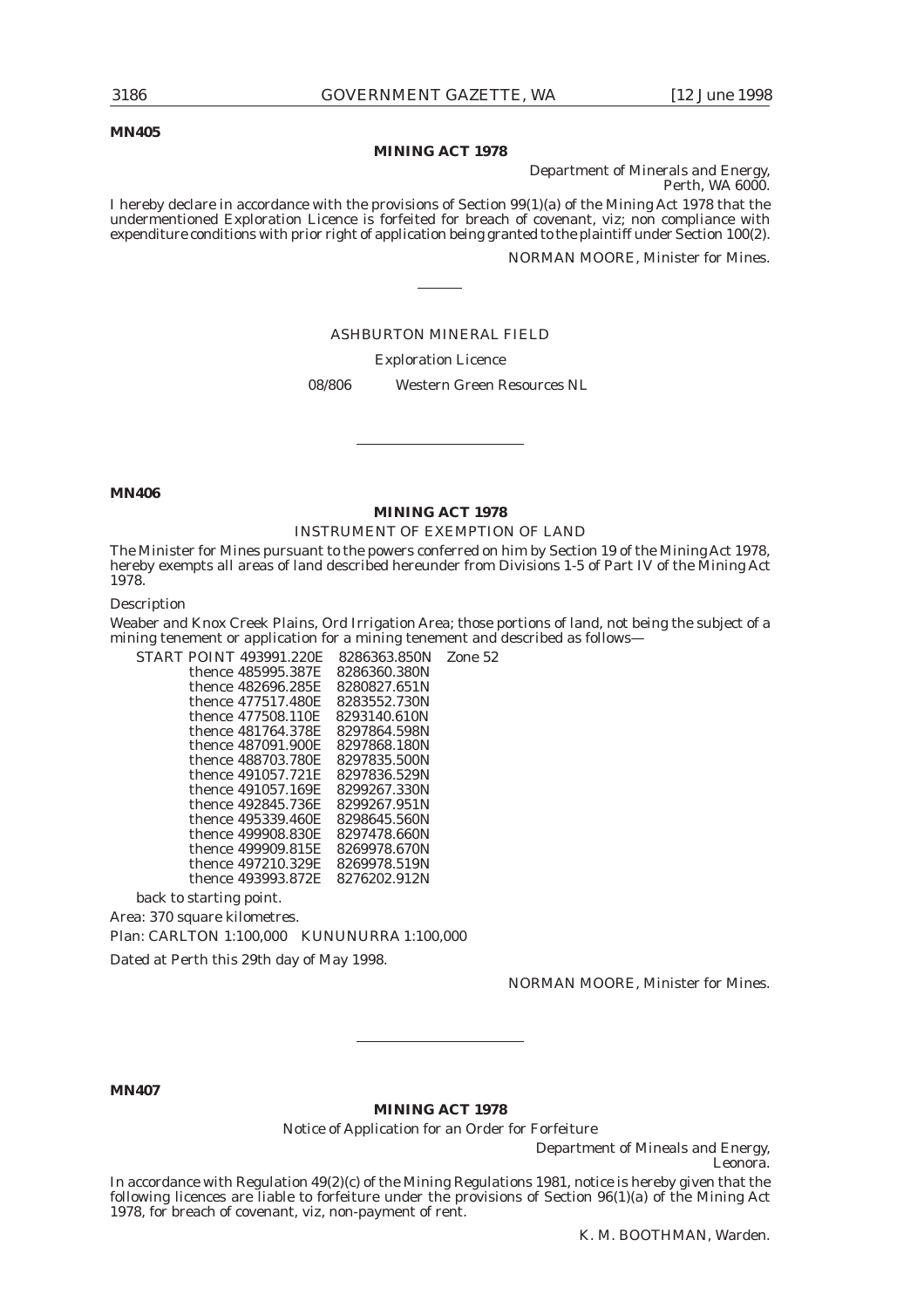**MN405**

**MINING ACT 1978**

Department of Minerals and Energy,
Perth, WA 6000.

I hereby declare in accordance with the provisions of Section 99(1)(a) of the Mining Act 1978 that the undermentioned Exploration Licence is forfeited for breach of covenant, viz; non compliance with expenditure conditions with prior right of application being granted to the plaintiff under Section 100(2).

NORMAN MOORE, Minister for Mines.

---

ASHBURTON MINERAL FIELD

Exploration Licence

08/806 Western Green Resources NL

---

**MN406**

**MINING ACT 1978**

INSTRUMENT OF EXEMPTION OF LAND

The Minister for Mines pursuant to the powers conferred on him by Section 19 of the Mining Act 1978, hereby exempts all areas of land described hereunder from Divisions 1-5 of Part IV of the Mining Act 1978.

Description

Weaber and Knox Creek Plains, Ord Irrigation Area; those portions of land, not being the subject of a mining tenement or application for a mining tenement and described as follows—

| | | | |
|---|---|---|---|
| START POINT | 493991.220E | 8286363.850N | Zone 52 |
| thence | 485995.387E | 8286360.380N | |
| thence | 482696.285E | 8280827.651N | |
| thence | 477517.480E | 8283552.730N | |
| thence | 477508.110E | 8293140.610N | |
| thence | 481764.378E | 8297864.598N | |
| thence | 487091.900E | 8297868.180N | |
| thence | 488703.780E | 8297835.500N | |
| thence | 491057.721E | 8297836.529N | |
| thence | 491057.169E | 8299267.330N | |
| thence | 492845.736E | 8299267.951N | |
| thence | 495339.460E | 8298645.560N | |
| thence | 499908.830E | 8297478.660N | |
| thence | 499909.815E | 8269978.670N | |
| thence | 497210.329E | 8269978.519N | |
| thence | 493993.872E | 8276202.912N | |

back to starting point.

Area: 370 square kilometres.

Plan: CARLTON 1:100,000 KUNUNURRA 1:100,000

Dated at Perth this 29th day of May 1998.

NORMAN MOORE, Minister for Mines.

---

**MN407**

**MINING ACT 1978**

Notice of Application for an Order for Forfeiture

Department of Mineals and Energy,
Leonora.

In accordance with Regulation 49(2)(c) of the Mining Regulations 1981, notice is hereby given that the following licences are liable to forfeiture under the provisions of Section 96(1)(a) of the Mining Act 1978, for breach of covenant, viz, non-payment of rent.

K. M. BOOTHMAN, Warden.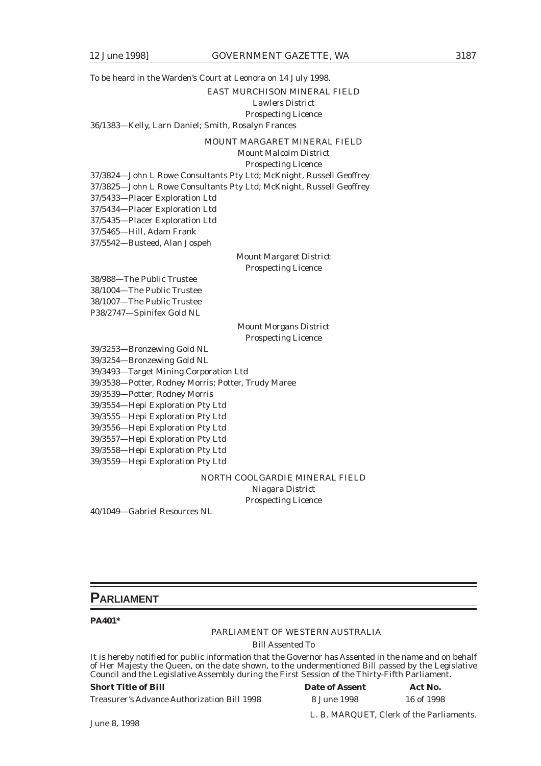To be heard in the Warden's Court at Leonora on 14 July 1998.

EAST MURCHISON MINERAL FIELD

*Lawlers District*

*Prospecting Licence*

36/1383—Kelly, Larn Daniel; Smith, Rosalyn Frances

MOUNT MARGARET MINERAL FIELD

*Mount Malcolm District*

*Prospecting Licence*

37/3824—John L Rowe Consultants Pty Ltd; McKnight, Russell Geoffrey
37/3825—John L Rowe Consultants Pty Ltd; McKnight, Russell Geoffrey
37/5433—Placer Exploration Ltd
37/5434—Placer Exploration Ltd
37/5435—Placer Exploration Ltd
37/5465—Hill, Adam Frank
37/5542—Busteed, Alan Jospeh

*Mount Margaret District*

*Prospecting Licence*

38/988—The Public Trustee
38/1004—The Public Trustee
38/1007—The Public Trustee
P38/2747—Spinifex Gold NL

*Mount Morgans District*

*Prospecting Licence*

39/3253—Bronzewing Gold NL
39/3254—Bronzewing Gold NL
39/3493—Target Mining Corporation Ltd
39/3538—Potter, Rodney Morris; Potter, Trudy Maree
39/3539—Potter, Rodney Morris
39/3554—Hepi Exploration Pty Ltd
39/3555—Hepi Exploration Pty Ltd
39/3556—Hepi Exploration Pty Ltd
39/3557—Hepi Exploration Pty Ltd
39/3558—Hepi Exploration Pty Ltd
39/3559—Hepi Exploration Pty Ltd

NORTH COOLGARDIE MINERAL FIELD

*Niagara District*

*Prospecting Licence*

40/1049—Gabriel Resources NL

---

# PARLIAMENT

**PA401***

PARLIAMENT OF WESTERN AUSTRALIA

*Bill Assented To*

It is hereby notified for public information that the Governor has Assented in the name and on behalf of Her Majesty the Queen, on the date shown, to the undermentioned Bill passed by the Legislative Council and the Legislative Assembly during the First Session of the Thirty-Fifth Parliament.

| Short Title of Bill | Date of Assent | Act No. |
|---|---|---|
| Treasurer's Advance Authorization Bill 1998 | 8 June 1998 | 16 of 1998 |

L. B. MARQUET, Clerk of the Parliaments.

June 8, 1998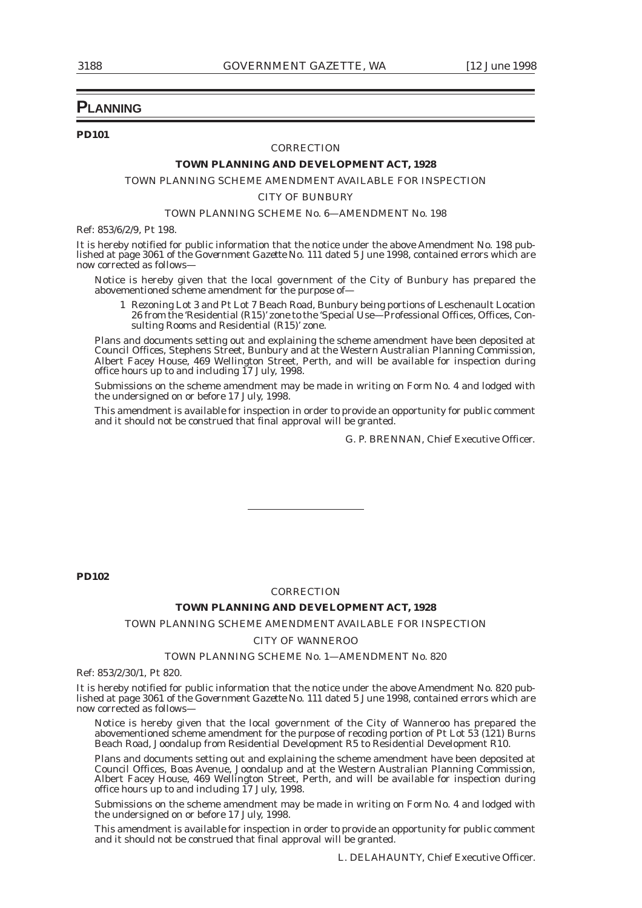# PLANNING

**PD101**

CORRECTION

**TOWN PLANNING AND DEVELOPMENT ACT, 1928**

TOWN PLANNING SCHEME AMENDMENT AVAILABLE FOR INSPECTION

CITY OF BUNBURY

TOWN PLANNING SCHEME No. 6—AMENDMENT No. 198

Ref: 853/6/2/9, Pt 198.

It is hereby notified for public information that the notice under the above Amendment No. 198 published at page 3061 of the *Government Gazette* No. 111 dated 5 June 1998, contained errors which are now corrected as follows—

Notice is hereby given that the local government of the City of Bunbury has prepared the abovementioned scheme amendment for the purpose of—

1 Rezoning Lot 3 and Pt Lot 7 Beach Road, Bunbury being portions of Leschenault Location 26 from the 'Residential (R15)' zone to the 'Special Use—Professional Offices, Offices, Consulting Rooms and Residential (R15)' zone.

Plans and documents setting out and explaining the scheme amendment have been deposited at Council Offices, Stephens Street, Bunbury and at the Western Australian Planning Commission, Albert Facey House, 469 Wellington Street, Perth, and will be available for inspection during office hours up to and including 17 July, 1998.

Submissions on the scheme amendment may be made in writing on Form No. 4 and lodged with the undersigned on or before 17 July, 1998.

This amendment is available for inspection in order to provide an opportunity for public comment and it should not be construed that final approval will be granted.

G. P. BRENNAN, Chief Executive Officer.

---

**PD102**

CORRECTION

**TOWN PLANNING AND DEVELOPMENT ACT, 1928**

TOWN PLANNING SCHEME AMENDMENT AVAILABLE FOR INSPECTION

CITY OF WANNEROO

TOWN PLANNING SCHEME No. 1—AMENDMENT No. 820

Ref: 853/2/30/1, Pt 820.

It is hereby notified for public information that the notice under the above Amendment No. 820 published at page 3061 of the *Government Gazette* No. 111 dated 5 June 1998, contained errors which are now corrected as follows—

Notice is hereby given that the local government of the City of Wanneroo has prepared the abovementioned scheme amendment for the purpose of recoding portion of Pt Lot 53 (121) Burns Beach Road, Joondalup from Residential Development R5 to Residential Development R10.

Plans and documents setting out and explaining the scheme amendment have been deposited at Council Offices, Boas Avenue, Joondalup and at the Western Australian Planning Commission, Albert Facey House, 469 Wellington Street, Perth, and will be available for inspection during office hours up to and including 17 July, 1998.

Submissions on the scheme amendment may be made in writing on Form No. 4 and lodged with the undersigned on or before 17 July, 1998.

This amendment is available for inspection in order to provide an opportunity for public comment and it should not be construed that final approval will be granted.

L. DELAHAUNTY, Chief Executive Officer.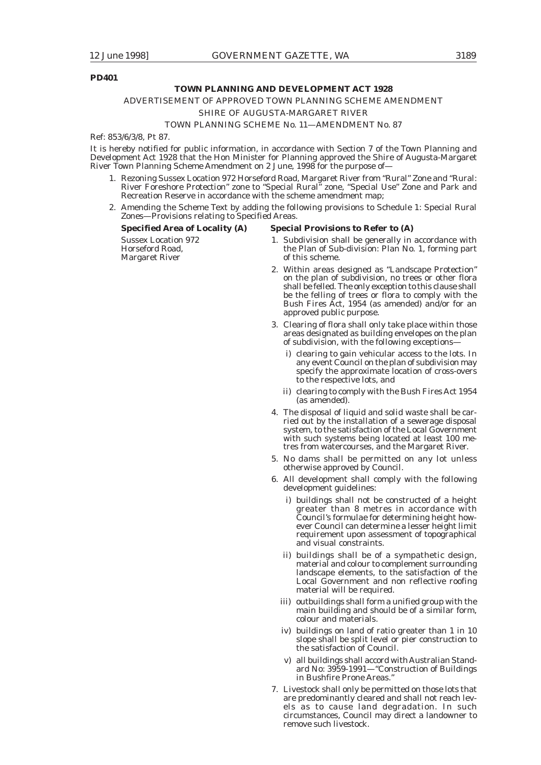**PD401**

**TOWN PLANNING AND DEVELOPMENT ACT 1928**

ADVERTISEMENT OF APPROVED TOWN PLANNING SCHEME AMENDMENT

SHIRE OF AUGUSTA-MARGARET RIVER

TOWN PLANNING SCHEME No. 11—AMENDMENT No. 87

Ref: 853/6/3/8, Pt 87.

It is hereby notified for public information, in accordance with Section 7 of the Town Planning and Development Act 1928 that the Hon Minister for Planning approved the Shire of Augusta-Margaret River Town Planning Scheme Amendment on 2 June, 1998 for the purpose of—

1. Rezoning Sussex Location 972 Horseford Road, Margaret River from "Rural" Zone and "Rural: River Foreshore Protection" zone to "Special Rural" zone, "Special Use" Zone and Park and Recreation Reserve in accordance with the scheme amendment map;
2. Amending the Scheme Text by adding the following provisions to Schedule 1: Special Rural Zones—Provisions relating to Specified Areas.

| **Specified Area of Locality (A)** | **Special Provisions to Refer to (A)** |
|---|---|
| Sussex Location 972 Horseford Road, Margaret River | 1. Subdivision shall be generally in accordance with the Plan of Sub-division: Plan No. 1, forming part of this scheme. |

2. Within areas designed as "Landscape Protection" on the plan of subdivision, no trees or other flora shall be felled. The only exception to this clause shall be the felling of trees or flora to comply with the Bush Fires Act, 1954 (as amended) and/or for an approved public purpose.
3. Clearing of flora shall only take place within those areas designated as building envelopes on the plan of subdivision, with the following exceptions—
   i) clearing to gain vehicular access to the lots. In any event Council on the plan of subdivision may specify the approximate location of cross-overs to the respective lots, and
   ii) clearing to comply with the Bush Fires Act 1954 (as amended).
4. The disposal of liquid and solid waste shall be carried out by the installation of a sewerage disposal system, to the satisfaction of the Local Government with such systems being located at least 100 metres from watercourses, and the Margaret River.
5. No dams shall be permitted on any lot unless otherwise approved by Council.
6. All development shall comply with the following development guidelines:
   i) buildings shall not be constructed of a height greater than 8 metres in accordance with Council's formulae for determining height however Council can determine a lesser height limit requirement upon assessment of topographical and visual constraints.
   ii) buildings shall be of a sympathetic design, material and colour to complement surrounding landscape elements, to the satisfaction of the Local Government and non reflective roofing material will be required.
   iii) outbuildings shall form a unified group with the main building and should be of a similar form, colour and materials.
   iv) buildings on land of ratio greater than 1 in 10 slope shall be split level or pier construction to the satisfaction of Council.
   v) all buildings shall accord with Australian Standard No: 3959-1991—"Construction of Buildings in Bushfire Prone Areas."
7. Livestock shall only be permitted on those lots that are predominantly cleared and shall not reach levels as to cause land degradation. In such circumstances, Council may direct a landowner to remove such livestock.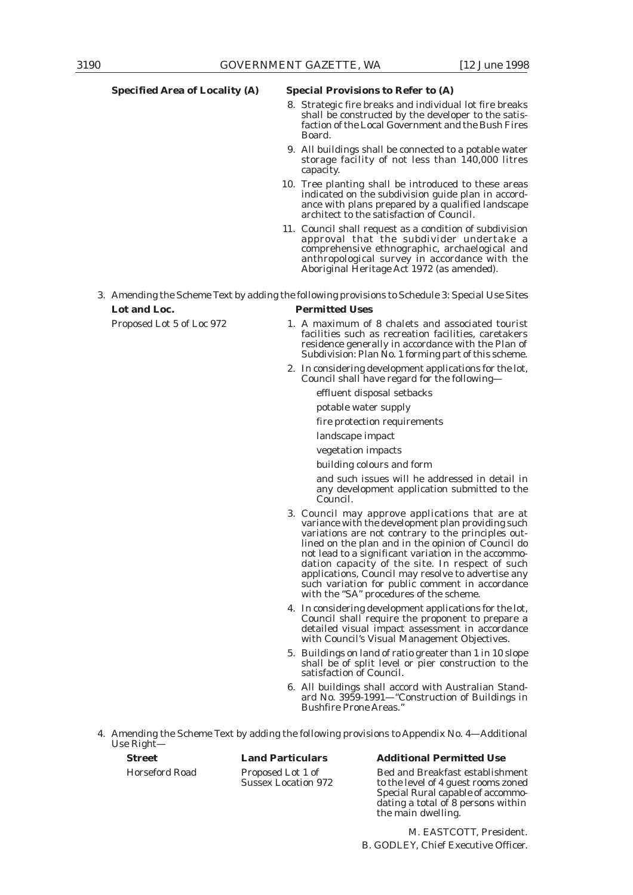| Specified Area of Locality (A) | Special Provisions to Refer to (A) |
|---|---|
| | 8. Strategic fire breaks and individual lot fire breaks shall be constructed by the developer to the satisfaction of the Local Government and the Bush Fires Board. |
| | 9. All buildings shall be connected to a potable water storage facility of not less than 140,000 litres capacity. |
| | 10. Tree planting shall be introduced to these areas indicated on the subdivision guide plan in accordance with plans prepared by a qualified landscape architect to the satisfaction of Council. |
| | 11. Council shall request as a condition of subdivision approval that the subdivider undertake a comprehensive ethnographic, archaelogical and anthropological survey in accordance with the Aboriginal Heritage Act 1972 (as amended). |

3. Amending the Scheme Text by adding the following provisions to Schedule 3: Special Use Sites

| Lot and Loc. | Permitted Uses |
|---|---|
| Proposed Lot 5 of Loc 972 | 1. A maximum of 8 chalets and associated tourist facilities such as recreation facilities, caretakers residence generally in accordance with the Plan of Subdivision: Plan No. 1 forming part of this scheme. |
| | 2. In considering development applications for the lot, Council shall have regard for the following—<br>effluent disposal setbacks<br>potable water supply<br>fire protection requirements<br>landscape impact<br>vegetation impacts<br>building colours and form<br>and such issues will he addressed in detail in any development application submitted to the Council. |
| | 3. Council may approve applications that are at variance with the development plan providing such variations are not contrary to the principles outlined on the plan and in the opinion of Council do not lead to a significant variation in the accommodation capacity of the site. In respect of such applications, Council may resolve to advertise any such variation for public comment in accordance with the "SA" procedures of the scheme. |
| | 4. In considering development applications for the lot, Council shall require the proponent to prepare a detailed visual impact assessment in accordance with Council's Visual Management Objectives. |
| | 5. Buildings on land of ratio greater than 1 in 10 slope shall be of split level or pier construction to the satisfaction of Council. |
| | 6. All buildings shall accord with Australian Standard No. 3959-1991—"Construction of Buildings in Bushfire Prone Areas." |

4. Amending the Scheme Text by adding the following provisions to Appendix No. 4—Additional Use Right—

| Street | Land Particulars | Additional Permitted Use |
|---|---|---|
| Horseford Road | Proposed Lot 1 of Sussex Location 972 | Bed and Breakfast establishment to the level of 4 guest rooms zoned Special Rural capable of accommodating a total of 8 persons within the main dwelling. |

M. EASTCOTT, President.

B. GODLEY, Chief Executive Officer.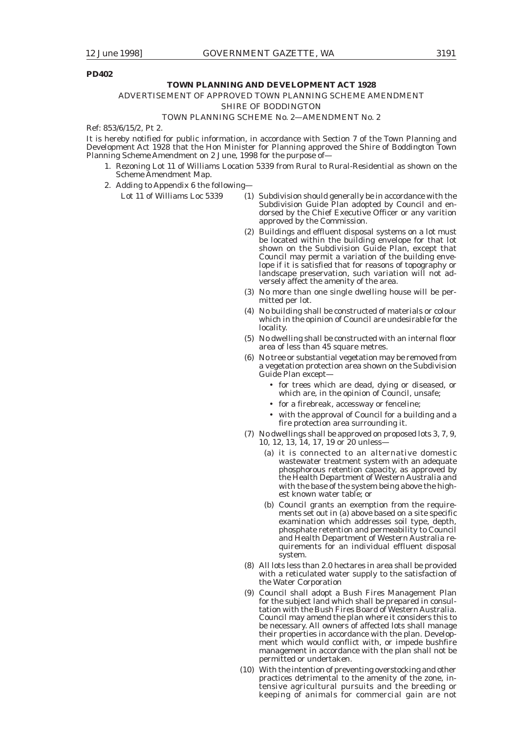**PD402**

**TOWN PLANNING AND DEVELOPMENT ACT 1928**

ADVERTISEMENT OF APPROVED TOWN PLANNING SCHEME AMENDMENT

SHIRE OF BODDINGTON

TOWN PLANNING SCHEME No. 2—AMENDMENT No. 2

Ref: 853/6/15/2, Pt 2.

It is hereby notified for public information, in accordance with Section 7 of the Town Planning and Development Act 1928 that the Hon Minister for Planning approved the Shire of Boddington Town Planning Scheme Amendment on 2 June, 1998 for the purpose of—

1. Rezoning Lot 11 of Williams Location 5339 from Rural to Rural-Residential as shown on the Scheme Amendment Map.
2. Adding to Appendix 6 the following—

Lot 11 of Williams Loc 5339

(1) Subdivision should generally be in accordance with the Subdivision Guide Plan adopted by Council and endorsed by the Chief Executive Officer or any varition approved by the Commission.

(2) Buildings and effluent disposal systems on a lot must be located within the building envelope for that lot shown on the Subdivision Guide Plan, except that Council may permit a variation of the building envelope if it is satisfied that for reasons of topography or landscape preservation, such variation will not adversely affect the amenity of the area.

(3) No more than one single dwelling house will be permitted per lot.

(4) No building shall be constructed of materials or colour which in the opinion of Council are undesirable for the locality.

(5) No dwelling shall be constructed with an internal floor area of less than 45 square metres.

(6) No tree or substantial vegetation may be removed from a vegetation protection area shown on the Subdivision Guide Plan except—

- for trees which are dead, dying or diseased, or which are, in the opinion of Council, unsafe;
- for a firebreak, accessway or fenceline;
- with the approval of Council for a building and a fire protection area surrounding it.

(7) No dwellings shall be approved on proposed lots 3, 7, 9, 10, 12, 13, 14, 17, 19 or 20 unless—

(a) it is connected to an alternative domestic wastewater treatment system with an adequate phosphorous retention capacity, as approved by the Health Department of Western Australia and with the base of the system being above the highest known water table; or

(b) Council grants an exemption from the requirements set out in (a) above based on a site specific examination which addresses soil type, depth, phosphate retention and permeability to Council and Health Department of Western Australia requirements for an individual effluent disposal system.

(8) All lots less than 2.0 hectares in area shall be provided with a reticulated water supply to the satisfaction of the Water Corporation

(9) Council shall adopt a Bush Fires Management Plan for the subject land which shall be prepared in consultation with the Bush Fires Board of Western Australia. Council may amend the plan where it considers this to be necessary. All owners of affected lots shall manage their properties in accordance with the plan. Development which would conflict with, or impede bushfire management in accordance with the plan shall not be permitted or undertaken.

(10) With the intention of preventing overstocking and other practices detrimental to the amenity of the zone, intensive agricultural pursuits and the breeding or keeping of animals for commercial gain are not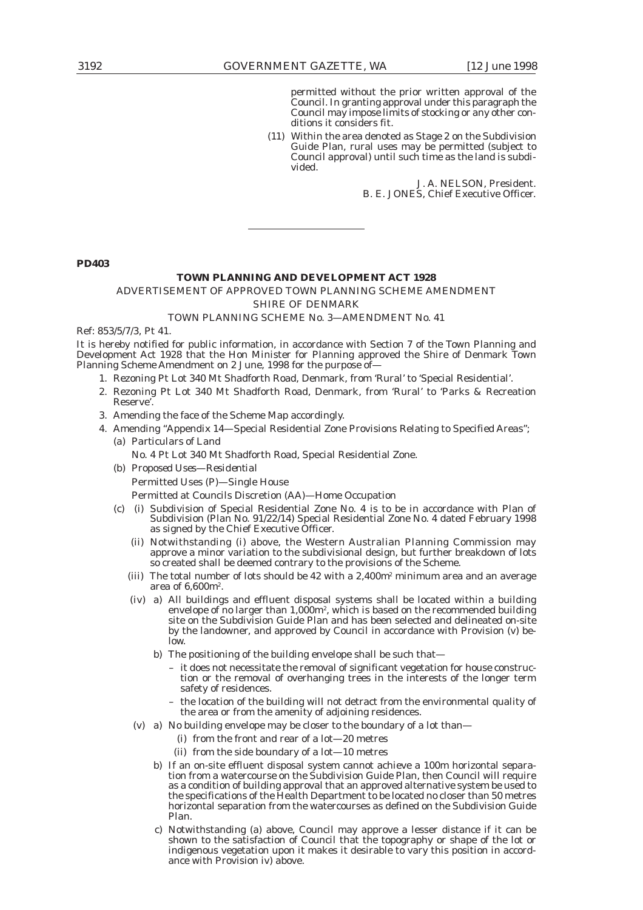permitted without the prior written approval of the Council. In granting approval under this paragraph the Council may impose limits of stocking or any other conditions it considers fit.

(11) Within the area denoted as Stage 2 on the Subdivision Guide Plan, rural uses may be permitted (subject to Council approval) until such time as the land is subdivided.

J. A. NELSON, President.
B. E. JONES, Chief Executive Officer.

---

**PD403**

**TOWN PLANNING AND DEVELOPMENT ACT 1928**

ADVERTISEMENT OF APPROVED TOWN PLANNING SCHEME AMENDMENT

SHIRE OF DENMARK

TOWN PLANNING SCHEME No. 3—AMENDMENT No. 41

Ref: 853/5/7/3, Pt 41.

It is hereby notified for public information, in accordance with Section 7 of the Town Planning and Development Act 1928 that the Hon Minister for Planning approved the Shire of Denmark Town Planning Scheme Amendment on 2 June, 1998 for the purpose of—

1. Rezoning Pt Lot 340 Mt Shadforth Road, Denmark, from 'Rural' to 'Special Residential'.
2. Rezoning Pt Lot 340 Mt Shadforth Road, Denmark, from 'Rural' to 'Parks & Recreation Reserve'.
3. Amending the face of the Scheme Map accordingly.
4. Amending "Appendix 14—Special Residential Zone Provisions Relating to Specified Areas";
   (a) Particulars of Land

   No. 4 Pt Lot 340 Mt Shadforth Road, Special Residential Zone.

   (b) *Proposed Uses—Residential*

   Permitted Uses (P)—Single House

   Permitted at Councils Discretion (AA)—Home Occupation

   (c) (i) Subdivision of Special Residential Zone No. 4 is to be in accordance with Plan of Subdivision (Plan No. 91/22/14) Special Residential Zone No. 4 dated February 1998 as signed by the Chief Executive Officer.

   (ii) Notwithstanding (i) above, the Western Australian Planning Commission may approve a minor variation to the subdivisional design, but further breakdown of lots so created shall be deemed contrary to the provisions of the Scheme.

   (iii) The total number of lots should be 42 with a 2,400m² minimum area and an average area of 6,600m².

   (iv) a) All buildings and effluent disposal systems shall be located within a building envelope of no larger than 1,000m², which is based on the recommended building site on the Subdivision Guide Plan and has been selected and delineated on-site by the landowner, and approved by Council in accordance with Provision (v) below.

   b) The positioning of the building envelope shall be such that—

   – it does not necessitate the removal of significant vegetation for house construction or the removal of overhanging trees in the interests of the longer term safety of residences.

   – the location of the building will not detract from the environmental quality of the area or from the amenity of adjoining residences.

   (v) a) No building envelope may be closer to the boundary of a lot than—

   (i) from the front and rear of a lot—20 metres

   (ii) from the side boundary of a lot—10 metres

   b) If an on-site effluent disposal system cannot achieve a 100m horizontal separation from a watercourse on the Subdivision Guide Plan, then Council will require as a condition of building approval that an approved alternative system be used to the specifications of the Health Department to be located no closer than 50 metres horizontal separation from the watercourses as defined on the Subdivision Guide Plan.

   c) Notwithstanding (a) above, Council may approve a lesser distance if it can be shown to the satisfaction of Council that the topography or shape of the lot or indigenous vegetation upon it makes it desirable to vary this position in accordance with Provision iv) above.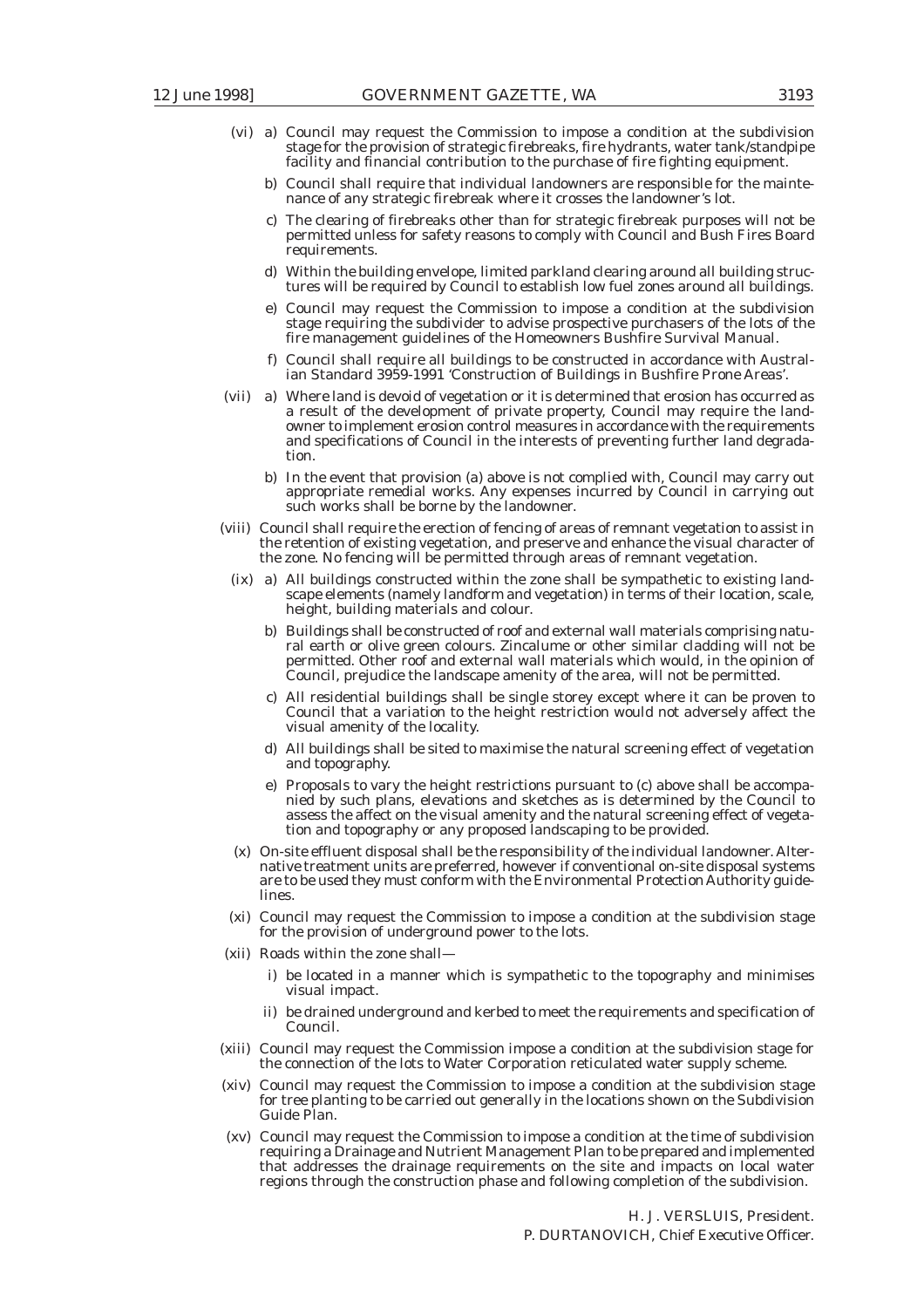(vi) a) Council may request the Commission to impose a condition at the subdivision stage for the provision of strategic firebreaks, fire hydrants, water tank/standpipe facility and financial contribution to the purchase of fire fighting equipment.

b) Council shall require that individual landowners are responsible for the maintenance of any strategic firebreak where it crosses the landowner's lot.

c) The clearing of firebreaks other than for strategic firebreak purposes will not be permitted unless for safety reasons to comply with Council and Bush Fires Board requirements.

d) Within the building envelope, limited parkland clearing around all building structures will be required by Council to establish low fuel zones around all buildings.

e) Council may request the Commission to impose a condition at the subdivision stage requiring the subdivider to advise prospective purchasers of the lots of the fire management guidelines of the Homeowners Bushfire Survival Manual.

f) Council shall require all buildings to be constructed in accordance with Australian Standard 3959-1991 'Construction of Buildings in Bushfire Prone Areas'.

(vii) a) Where land is devoid of vegetation or it is determined that erosion has occurred as a result of the development of private property, Council may require the landowner to implement erosion control measures in accordance with the requirements and specifications of Council in the interests of preventing further land degradation.

b) In the event that provision (a) above is not complied with, Council may carry out appropriate remedial works. Any expenses incurred by Council in carrying out such works shall be borne by the landowner.

(viii) Council shall require the erection of fencing of areas of remnant vegetation to assist in the retention of existing vegetation, and preserve and enhance the visual character of the zone. No fencing will be permitted through areas of remnant vegetation.

(ix) a) All buildings constructed within the zone shall be sympathetic to existing landscape elements (namely landform and vegetation) in terms of their location, scale, height, building materials and colour.

b) Buildings shall be constructed of roof and external wall materials comprising natural earth or olive green colours. Zincalume or other similar cladding will not be permitted. Other roof and external wall materials which would, in the opinion of Council, prejudice the landscape amenity of the area, will not be permitted.

c) All residential buildings shall be single storey except where it can be proven to Council that a variation to the height restriction would not adversely affect the visual amenity of the locality.

d) All buildings shall be sited to maximise the natural screening effect of vegetation and topography.

e) Proposals to vary the height restrictions pursuant to (c) above shall be accompanied by such plans, elevations and sketches as is determined by the Council to assess the affect on the visual amenity and the natural screening effect of vegetation and topography or any proposed landscaping to be provided.

(x) On-site effluent disposal shall be the responsibility of the individual landowner. Alternative treatment units are preferred, however if conventional on-site disposal systems are to be used they must conform with the Environmental Protection Authority guidelines.

(xi) Council may request the Commission to impose a condition at the subdivision stage for the provision of underground power to the lots.

(xii) Roads within the zone shall—

i) be located in a manner which is sympathetic to the topography and minimises visual impact.

ii) be drained underground and kerbed to meet the requirements and specification of Council.

(xiii) Council may request the Commission impose a condition at the subdivision stage for the connection of the lots to Water Corporation reticulated water supply scheme.

(xiv) Council may request the Commission to impose a condition at the subdivision stage for tree planting to be carried out generally in the locations shown on the Subdivision Guide Plan.

(xv) Council may request the Commission to impose a condition at the time of subdivision requiring a Drainage and Nutrient Management Plan to be prepared and implemented that addresses the drainage requirements on the site and impacts on local water regions through the construction phase and following completion of the subdivision.

H. J. VERSLUIS, President.
P. DURTANOVICH, Chief Executive Officer.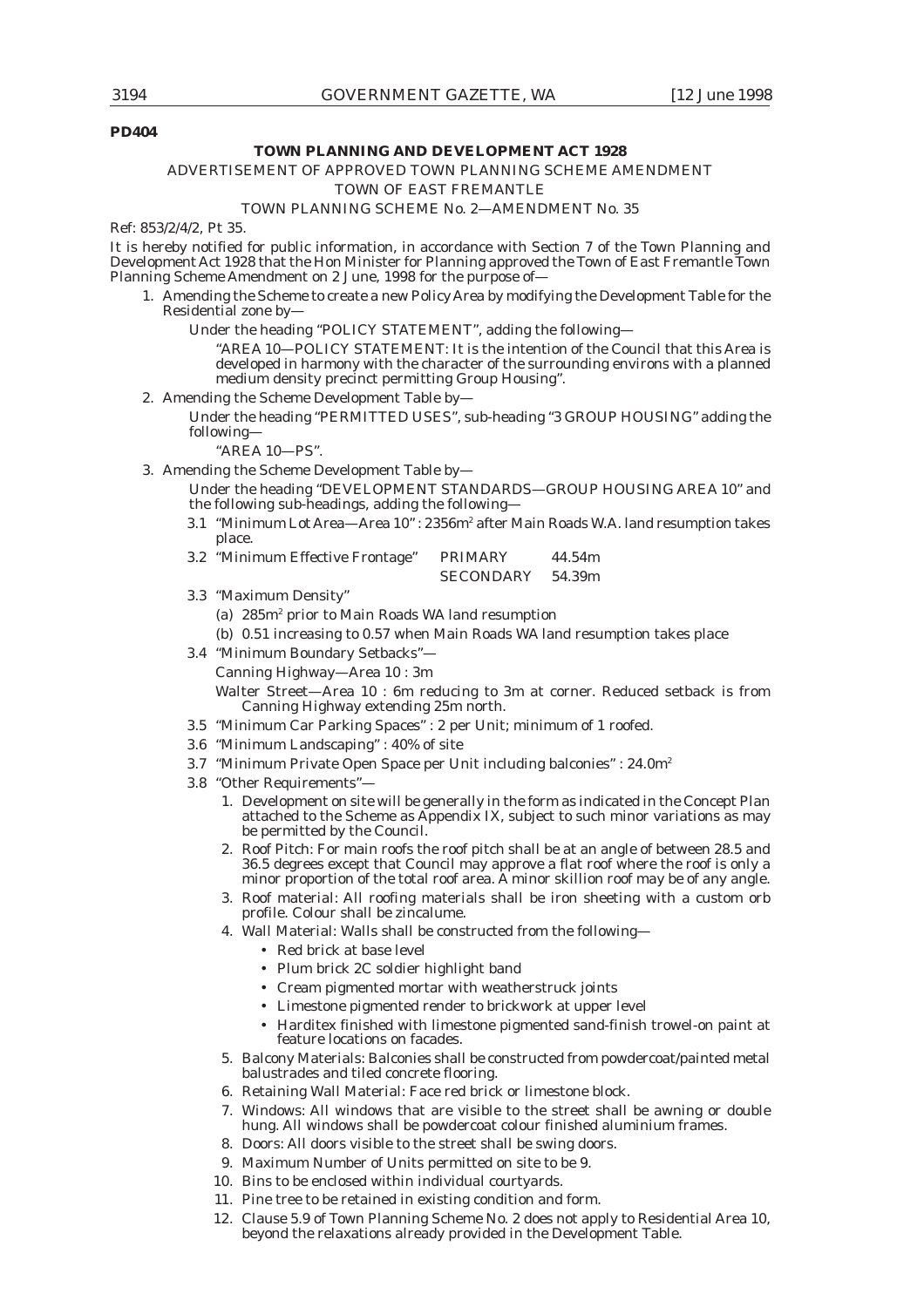**PD404**

**TOWN PLANNING AND DEVELOPMENT ACT 1928**

ADVERTISEMENT OF APPROVED TOWN PLANNING SCHEME AMENDMENT

TOWN OF EAST FREMANTLE

TOWN PLANNING SCHEME No. 2—AMENDMENT No. 35

Ref: 853/2/4/2, Pt 35.

It is hereby notified for public information, in accordance with Section 7 of the Town Planning and Development Act 1928 that the Hon Minister for Planning approved the Town of East Fremantle Town Planning Scheme Amendment on 2 June, 1998 for the purpose of—

1. Amending the Scheme to create a new Policy Area by modifying the Development Table for the Residential zone by—

   Under the heading "POLICY STATEMENT", adding the following—

   "AREA 10—POLICY STATEMENT: It is the intention of the Council that this Area is developed in harmony with the character of the surrounding environs with a planned medium density precinct permitting Group Housing".

2. Amending the Scheme Development Table by—

   Under the heading "PERMITTED USES", sub-heading "3 GROUP HOUSING" adding the following—

   "AREA 10—PS".

3. Amending the Scheme Development Table by—

   Under the heading "DEVELOPMENT STANDARDS—GROUP HOUSING AREA 10" and the following sub-headings, adding the following—

   3.1 "Minimum Lot Area—Area 10" : 2356m$^2$ after Main Roads W.A. land resumption takes place.

   3.2 "Minimum Effective Frontage" PRIMARY 44.54m
   SECONDARY 54.39m

   3.3 "Maximum Density"

   (a) 285m$^2$ prior to Main Roads WA land resumption

   (b) 0.51 increasing to 0.57 when Main Roads WA land resumption takes place

   3.4 "Minimum Boundary Setbacks"—

   Canning Highway—Area 10 : 3m

   Walter Street—Area 10 : 6m reducing to 3m at corner. Reduced setback is from Canning Highway extending 25m north.

   3.5 "Minimum Car Parking Spaces" : 2 per Unit; minimum of 1 roofed.

   3.6 "Minimum Landscaping" : 40% of site

   3.7 "Minimum Private Open Space per Unit including balconies" : 24.0m$^2$

   3.8 "Other Requirements"—

   1. Development on site will be generally in the form as indicated in the Concept Plan attached to the Scheme as Appendix IX, subject to such minor variations as may be permitted by the Council.
   2. Roof Pitch: For main roofs the roof pitch shall be at an angle of between 28.5 and 36.5 degrees except that Council may approve a flat roof where the roof is only a minor proportion of the total roof area. A minor skillion roof may be of any angle.
   3. Roof material: All roofing materials shall be iron sheeting with a custom orb profile. Colour shall be zincalume.
   4. Wall Material: Walls shall be constructed from the following—
      - Red brick at base level
      - Plum brick 2C soldier highlight band
      - Cream pigmented mortar with weatherstruck joints
      - Limestone pigmented render to brickwork at upper level
      - Harditex finished with limestone pigmented sand-finish trowel-on paint at feature locations on facades.
   5. Balcony Materials: Balconies shall be constructed from powdercoat/painted metal balustrades and tiled concrete flooring.
   6. Retaining Wall Material: Face red brick or limestone block.
   7. Windows: All windows that are visible to the street shall be awning or double hung. All windows shall be powdercoat colour finished aluminium frames.
   8. Doors: All doors visible to the street shall be swing doors.
   9. Maximum Number of Units permitted on site to be 9.
   10. Bins to be enclosed within individual courtyards.
   11. Pine tree to be retained in existing condition and form.
   12. Clause 5.9 of Town Planning Scheme No. 2 does not apply to Residential Area 10, beyond the relaxations already provided in the Development Table.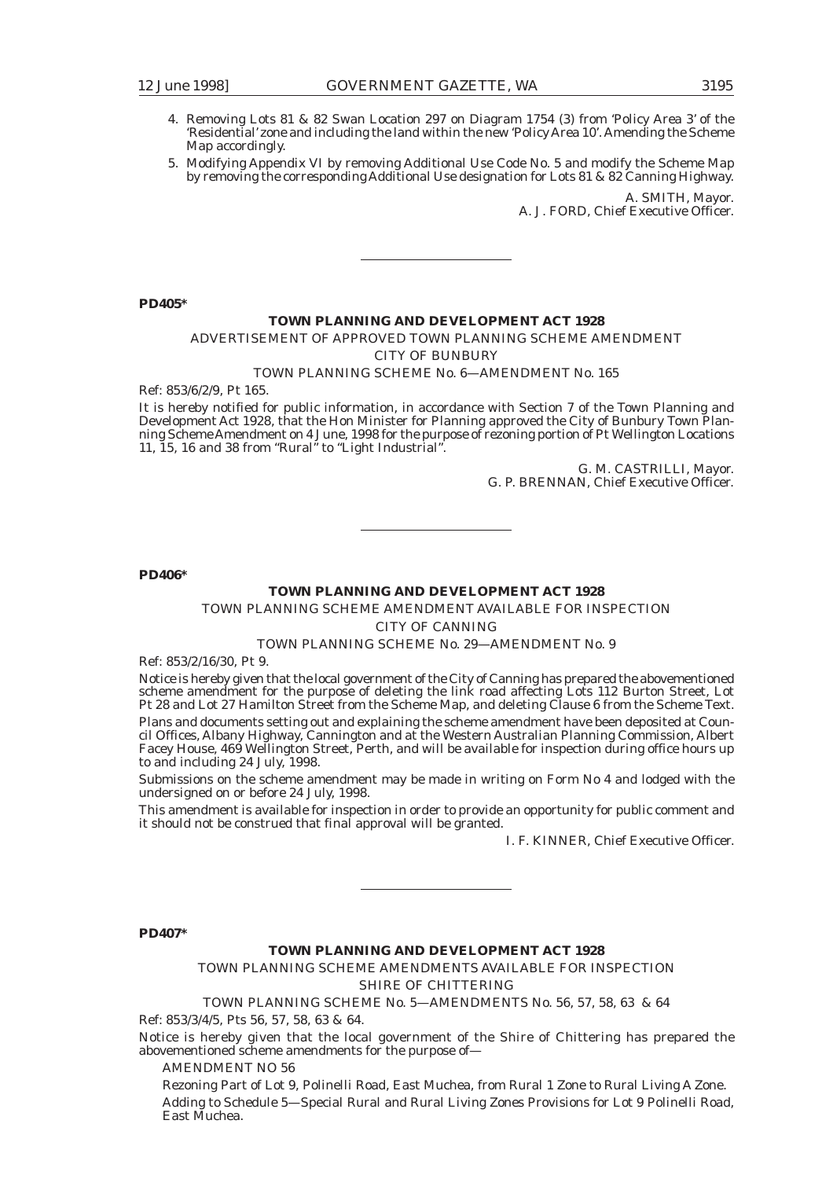4. Removing Lots 81 & 82 Swan Location 297 on Diagram 1754 (3) from 'Policy Area 3' of the 'Residential' zone and including the land within the new 'Policy Area 10'. Amending the Scheme Map accordingly.
5. Modifying Appendix VI by removing Additional Use Code No. 5 and modify the Scheme Map by removing the corresponding Additional Use designation for Lots 81 & 82 Canning Highway.

A. SMITH, Mayor.
A. J. FORD, Chief Executive Officer.

---

**PD405***

**TOWN PLANNING AND DEVELOPMENT ACT 1928**

ADVERTISEMENT OF APPROVED TOWN PLANNING SCHEME AMENDMENT

CITY OF BUNBURY

TOWN PLANNING SCHEME No. 6—AMENDMENT No. 165

Ref: 853/6/2/9, Pt 165.

It is hereby notified for public information, in accordance with Section 7 of the Town Planning and Development Act 1928, that the Hon Minister for Planning approved the City of Bunbury Town Planning Scheme Amendment on 4 June, 1998 for the purpose of rezoning portion of Pt Wellington Locations 11, 15, 16 and 38 from "Rural" to "Light Industrial".

G. M. CASTRILLI, Mayor.
G. P. BRENNAN, Chief Executive Officer.

---

**PD406***

**TOWN PLANNING AND DEVELOPMENT ACT 1928**

TOWN PLANNING SCHEME AMENDMENT AVAILABLE FOR INSPECTION

CITY OF CANNING

TOWN PLANNING SCHEME No. 29—AMENDMENT No. 9

Ref: 853/2/16/30, Pt 9.

Notice is hereby given that the local government of the City of Canning has prepared the abovementioned scheme amendment for the purpose of deleting the link road affecting Lots 112 Burton Street, Lot Pt 28 and Lot 27 Hamilton Street from the Scheme Map, and deleting Clause 6 from the Scheme Text.

Plans and documents setting out and explaining the scheme amendment have been deposited at Council Offices, Albany Highway, Cannington and at the Western Australian Planning Commission, Albert Facey House, 469 Wellington Street, Perth, and will be available for inspection during office hours up to and including 24 July, 1998.

Submissions on the scheme amendment may be made in writing on Form No 4 and lodged with the undersigned on or before 24 July, 1998.

This amendment is available for inspection in order to provide an opportunity for public comment and it should not be construed that final approval will be granted.

I. F. KINNER, Chief Executive Officer.

---

**PD407***

**TOWN PLANNING AND DEVELOPMENT ACT 1928**

TOWN PLANNING SCHEME AMENDMENTS AVAILABLE FOR INSPECTION

SHIRE OF CHITTERING

TOWN PLANNING SCHEME No. 5—AMENDMENTS No. 56, 57, 58, 63 & 64

Ref: 853/3/4/5, Pts 56, 57, 58, 63 & 64.

Notice is hereby given that the local government of the Shire of Chittering has prepared the abovementioned scheme amendments for the purpose of—

AMENDMENT NO 56

Rezoning Part of Lot 9, Polinelli Road, East Muchea, from Rural 1 Zone to Rural Living A Zone.

Adding to Schedule 5—Special Rural and Rural Living Zones Provisions for Lot 9 Polinelli Road, East Muchea.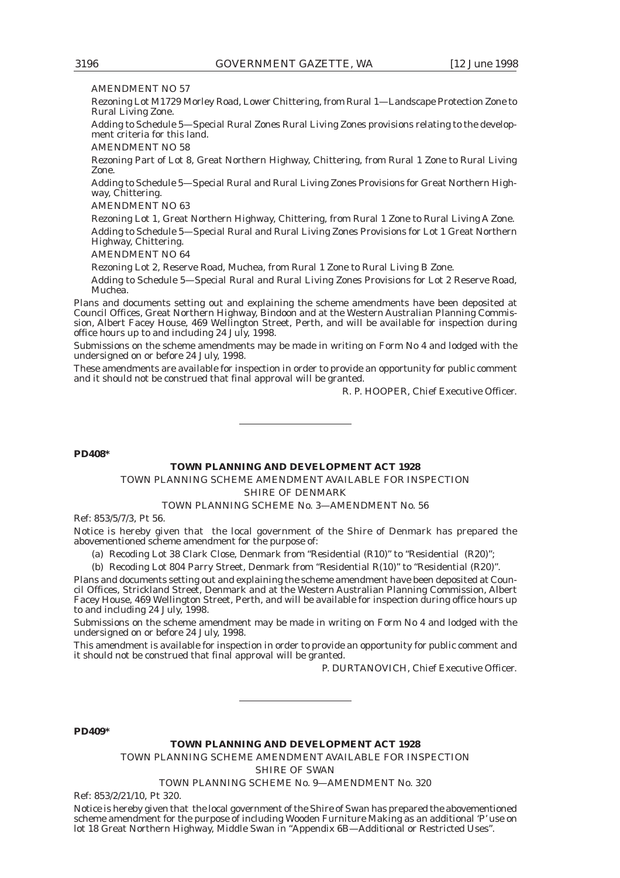AMENDMENT NO 57

Rezoning Lot M1729 Morley Road, Lower Chittering, from Rural 1—Landscape Protection Zone to Rural Living Zone.

Adding to Schedule 5—Special Rural Zones Rural Living Zones provisions relating to the development criteria for this land.

AMENDMENT NO 58

Rezoning Part of Lot 8, Great Northern Highway, Chittering, from Rural 1 Zone to Rural Living Zone.

Adding to Schedule 5—Special Rural and Rural Living Zones Provisions for Great Northern Highway, Chittering.

AMENDMENT NO 63

Rezoning Lot 1, Great Northern Highway, Chittering, from Rural 1 Zone to Rural Living A Zone.

Adding to Schedule 5—Special Rural and Rural Living Zones Provisions for Lot 1 Great Northern Highway, Chittering.

AMENDMENT NO 64

Rezoning Lot 2, Reserve Road, Muchea, from Rural 1 Zone to Rural Living B Zone.

Adding to Schedule 5—Special Rural and Rural Living Zones Provisions for Lot 2 Reserve Road, Muchea.

Plans and documents setting out and explaining the scheme amendments have been deposited at Council Offices, Great Northern Highway, Bindoon and at the Western Australian Planning Commission, Albert Facey House, 469 Wellington Street, Perth, and will be available for inspection during office hours up to and including 24 July, 1998.

Submissions on the scheme amendments may be made in writing on Form No 4 and lodged with the undersigned on or before 24 July, 1998.

These amendments are available for inspection in order to provide an opportunity for public comment and it should not be construed that final approval will be granted.

R. P. HOOPER, Chief Executive Officer.

---

**PD408***

## TOWN PLANNING AND DEVELOPMENT ACT 1928

TOWN PLANNING SCHEME AMENDMENT AVAILABLE FOR INSPECTION

SHIRE OF DENMARK

TOWN PLANNING SCHEME No. 3—AMENDMENT No. 56

Ref: 853/5/7/3, Pt 56.

Notice is hereby given that the local government of the Shire of Denmark has prepared the abovementioned scheme amendment for the purpose of:

(a) Recoding Lot 38 Clark Close, Denmark from "Residential (R10)" to "Residential (R20)";

(b) Recoding Lot 804 Parry Street, Denmark from "Residential R(10)" to "Residential (R20)".

Plans and documents setting out and explaining the scheme amendment have been deposited at Council Offices, Strickland Street, Denmark and at the Western Australian Planning Commission, Albert Facey House, 469 Wellington Street, Perth, and will be available for inspection during office hours up to and including 24 July, 1998.

Submissions on the scheme amendment may be made in writing on Form No 4 and lodged with the undersigned on or before 24 July, 1998.

This amendment is available for inspection in order to provide an opportunity for public comment and it should not be construed that final approval will be granted.

P. DURTANOVICH, Chief Executive Officer.

---

**PD409***

## TOWN PLANNING AND DEVELOPMENT ACT 1928

TOWN PLANNING SCHEME AMENDMENT AVAILABLE FOR INSPECTION

SHIRE OF SWAN

TOWN PLANNING SCHEME No. 9—AMENDMENT No. 320

Ref: 853/2/21/10, Pt 320.

Notice is hereby given that the local government of the Shire of Swan has prepared the abovementioned scheme amendment for the purpose of including Wooden Furniture Making as an additional 'P' use on lot 18 Great Northern Highway, Middle Swan in "Appendix 6B—Additional or Restricted Uses".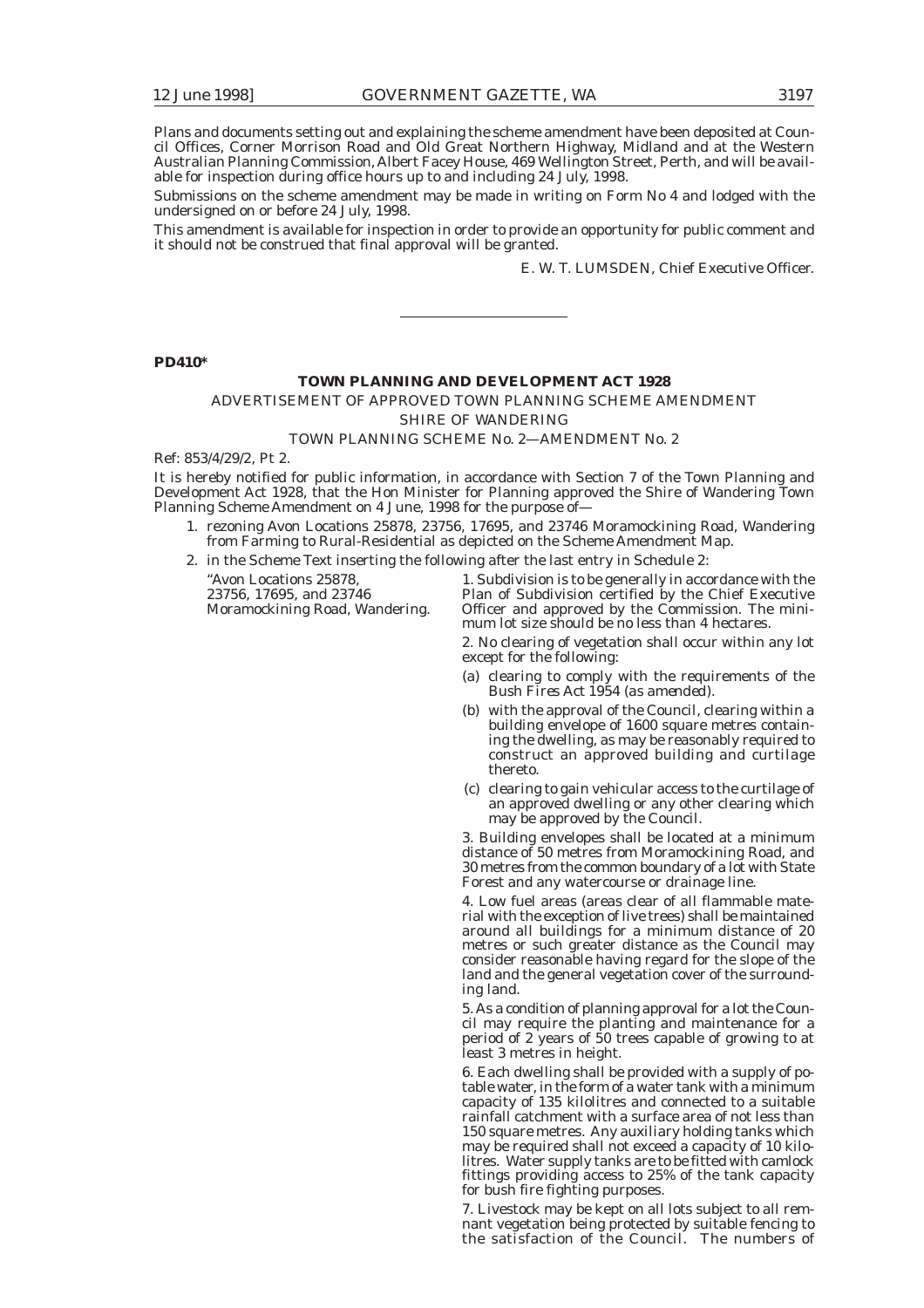Plans and documents setting out and explaining the scheme amendment have been deposited at Council Offices, Corner Morrison Road and Old Great Northern Highway, Midland and at the Western Australian Planning Commission, Albert Facey House, 469 Wellington Street, Perth, and will be available for inspection during office hours up to and including 24 July, 1998.

Submissions on the scheme amendment may be made in writing on Form No 4 and lodged with the undersigned on or before 24 July, 1998.

This amendment is available for inspection in order to provide an opportunity for public comment and it should not be construed that final approval will be granted.

E. W. T. LUMSDEN, Chief Executive Officer.

---

**PD410***

**TOWN PLANNING AND DEVELOPMENT ACT 1928**

ADVERTISEMENT OF APPROVED TOWN PLANNING SCHEME AMENDMENT

SHIRE OF WANDERING

TOWN PLANNING SCHEME No. 2—AMENDMENT No. 2

Ref: 853/4/29/2, Pt 2.

It is hereby notified for public information, in accordance with Section 7 of the Town Planning and Development Act 1928, that the Hon Minister for Planning approved the Shire of Wandering Town Planning Scheme Amendment on 4 June, 1998 for the purpose of—

1. rezoning Avon Locations 25878, 23756, 17695, and 23746 Moramockining Road, Wandering from Farming to Rural-Residential as depicted on the Scheme Amendment Map.
2. in the Scheme Text inserting the following after the last entry in Schedule 2:

"Avon Locations 25878, 23756, 17695, and 23746 Moramockining Road, Wandering.

1. Subdivision is to be generally in accordance with the Plan of Subdivision certified by the Chief Executive Officer and approved by the Commission. The minimum lot size should be no less than 4 hectares.

2. No clearing of vegetation shall occur within any lot except for the following:

(a) clearing to comply with the requirements of the *Bush Fires Act 1954* (as amended).

(b) with the approval of the Council, clearing within a building envelope of 1600 square metres containing the dwelling, as may be reasonably required to construct an approved building and curtilage thereto.

(c) clearing to gain vehicular access to the curtilage of an approved dwelling or any other clearing which may be approved by the Council.

3. Building envelopes shall be located at a minimum distance of 50 metres from Moramockining Road, and 30 metres from the common boundary of a lot with State Forest and any watercourse or drainage line.

4. Low fuel areas (areas clear of all flammable material with the exception of live trees) shall be maintained around all buildings for a minimum distance of 20 metres or such greater distance as the Council may consider reasonable having regard for the slope of the land and the general vegetation cover of the surrounding land.

5. As a condition of planning approval for a lot the Council may require the planting and maintenance for a period of 2 years of 50 trees capable of growing to at least 3 metres in height.

6. Each dwelling shall be provided with a supply of potable water, in the form of a water tank with a minimum capacity of 135 kilolitres and connected to a suitable rainfall catchment with a surface area of not less than 150 square metres. Any auxiliary holding tanks which may be required shall not exceed a capacity of 10 kilolitres. Water supply tanks are to be fitted with camlock fittings providing access to 25% of the tank capacity for bush fire fighting purposes.

7. Livestock may be kept on all lots subject to all remnant vegetation being protected by suitable fencing to the satisfaction of the Council. The numbers of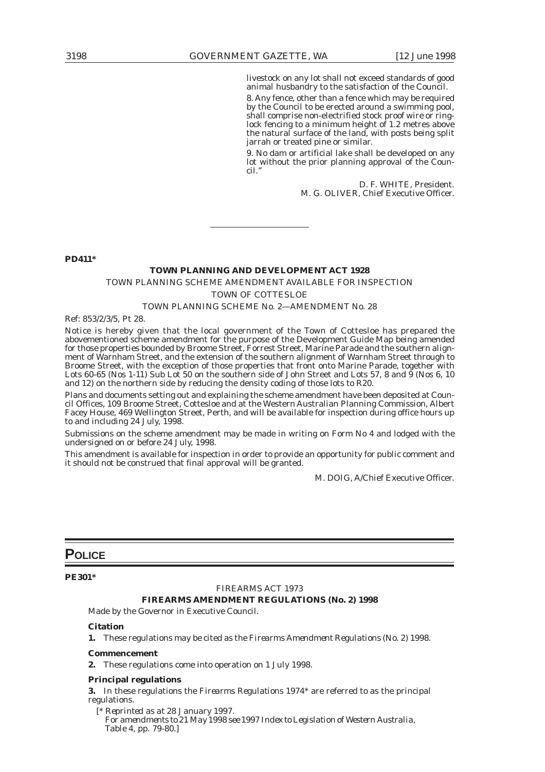livestock on any lot shall not exceed standards of good animal husbandry to the satisfaction of the Council.

8. Any fence, other than a fence which may be required by the Council to be erected around a swimming pool, shall comprise non-electrified stock proof wire or ring-lock fencing to a minimum height of 1.2 metres above the natural surface of the land, with posts being split jarrah or treated pine or similar.

9. No dam or artificial lake shall be developed on any lot without the prior planning approval of the Council."

D. F. WHITE, President.
M. G. OLIVER, Chief Executive Officer.

---

**PD411***

**TOWN PLANNING AND DEVELOPMENT ACT 1928**

TOWN PLANNING SCHEME AMENDMENT AVAILABLE FOR INSPECTION

TOWN OF COTTESLOE

TOWN PLANNING SCHEME No. 2—AMENDMENT No. 28

Ref: 853/2/3/5, Pt 28.

Notice is hereby given that the local government of the Town of Cottesloe has prepared the abovementioned scheme amendment for the purpose of the Development Guide Map being amended for those properties bounded by Broome Street, Forrest Street, Marine Parade and the southern alignment of Warnham Street, and the extension of the southern alignment of Warnham Street through to Broome Street, with the exception of those properties that front onto Marine Parade, together with Lots 60-65 (Nos 1-11) Sub Lot 50 on the southern side of John Street and Lots 57, 8 and 9 (Nos 6, 10 and 12) on the northern side by reducing the density coding of those lots to R20.

Plans and documents setting out and explaining the scheme amendment have been deposited at Council Offices, 109 Broome Street, Cottesloe and at the Western Australian Planning Commission, Albert Facey House, 469 Wellington Street, Perth, and will be available for inspection during office hours up to and including 24 July, 1998.

Submissions on the scheme amendment may be made in writing on Form No 4 and lodged with the undersigned on or before 24 July, 1998.

This amendment is available for inspection in order to provide an opportunity for public comment and it should not be construed that final approval will be granted.

M. DOIG, A/Chief Executive Officer.

# POLICE

**PE301***

FIREARMS ACT 1973

**FIREARMS AMENDMENT REGULATIONS (No. 2) 1998**

Made by the Governor in Executive Council.

**Citation**

**1.** These regulations may be cited as the *Firearms Amendment Regulations (No. 2) 1998*.

**Commencement**

**2.** These regulations come into operation on 1 July 1998.

**Principal regulations**

**3.** In these regulations the *Firearms Regulations 1974** are referred to as the principal regulations.

[* *Reprinted as at 28 January 1997.*
*For amendments to 21 May 1998 see 1997 Index to Legislation of Western Australia, Table 4, pp. 79-80.*]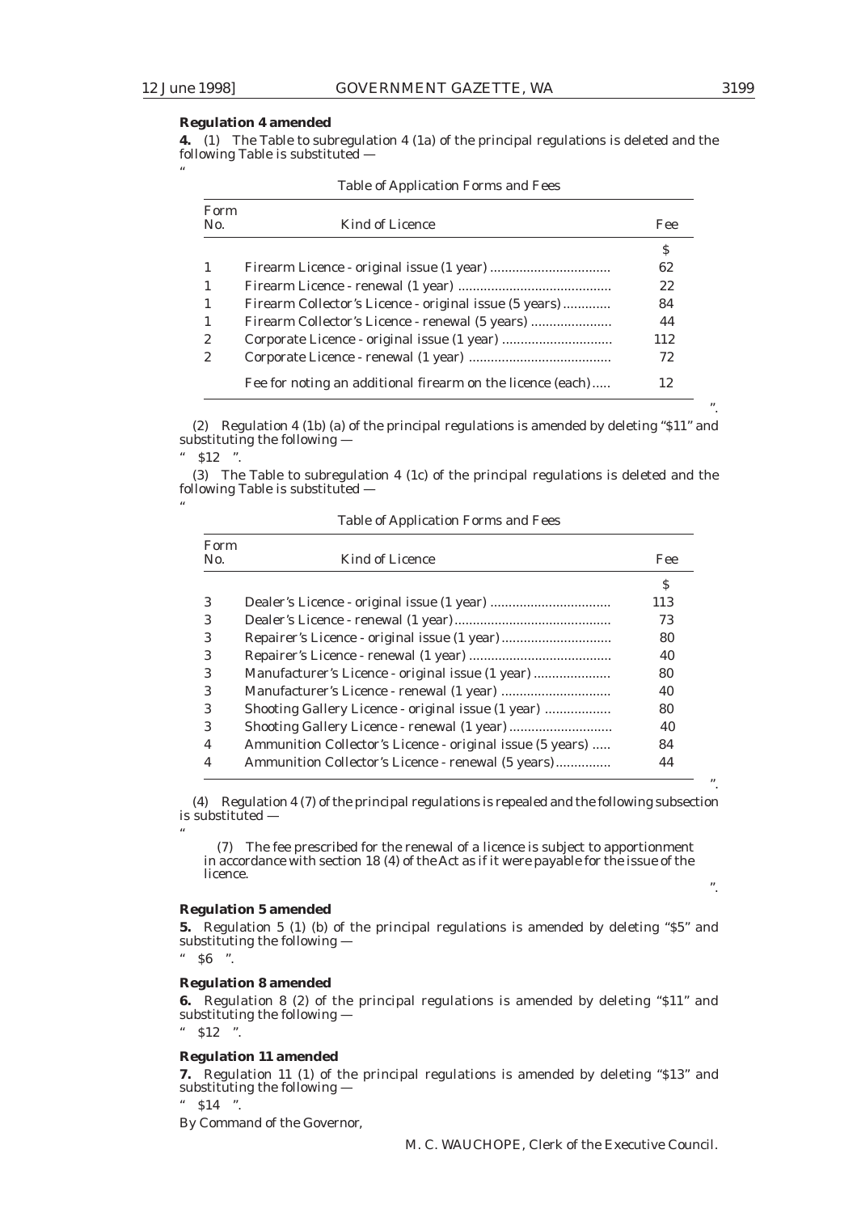**Regulation 4 amended**

**4.** (1) The Table to subregulation 4 (1a) of the principal regulations is deleted and the following Table is substituted —

"

Table of Application Forms and Fees

| Form No. | Kind of Licence | Fee |
|---|---|---|
| | | $ |
| 1 | Firearm Licence - original issue (1 year) | 62 |
| 1 | Firearm Licence - renewal (1 year) | 22 |
| 1 | Firearm Collector's Licence - original issue (5 years) | 84 |
| 1 | Firearm Collector's Licence - renewal (5 years) | 44 |
| 2 | Corporate Licence - original issue (1 year) | 112 |
| 2 | Corporate Licence - renewal (1 year) | 72 |
| | Fee for noting an additional firearm on the licence (each) | 12 |

".

(2) Regulation 4 (1b) (a) of the principal regulations is amended by deleting "$11" and substituting the following —

" $12 ".

(3) The Table to subregulation 4 (1c) of the principal regulations is deleted and the following Table is substituted —

"

Table of Application Forms and Fees

| Form No. | Kind of Licence | Fee |
|---|---|---|
| | | $ |
| 3 | Dealer's Licence - original issue (1 year) | 113 |
| 3 | Dealer's Licence - renewal (1 year) | 73 |
| 3 | Repairer's Licence - original issue (1 year) | 80 |
| 3 | Repairer's Licence - renewal (1 year) | 40 |
| 3 | Manufacturer's Licence - original issue (1 year) | 80 |
| 3 | Manufacturer's Licence - renewal (1 year) | 40 |
| 3 | Shooting Gallery Licence - original issue (1 year) | 80 |
| 3 | Shooting Gallery Licence - renewal (1 year) | 40 |
| 4 | Ammunition Collector's Licence - original issue (5 years) | 84 |
| 4 | Ammunition Collector's Licence - renewal (5 years) | 44 |

".

(4) Regulation 4 (7) of the principal regulations is repealed and the following subsection is substituted —

"

(7) The fee prescribed for the renewal of a licence is subject to apportionment in accordance with section 18 (4) of the Act as if it were payable for the issue of the licence.

".

**Regulation 5 amended**

**5.** Regulation 5 (1) (b) of the principal regulations is amended by deleting "$5" and substituting the following —

" $6 ".

**Regulation 8 amended**

**6.** Regulation 8 (2) of the principal regulations is amended by deleting "$11" and substituting the following —

" $12 ".

**Regulation 11 amended**

**7.** Regulation 11 (1) of the principal regulations is amended by deleting "$13" and substituting the following —

" $14 ".

By Command of the Governor,

M. C. WAUCHOPE, Clerk of the Executive Council.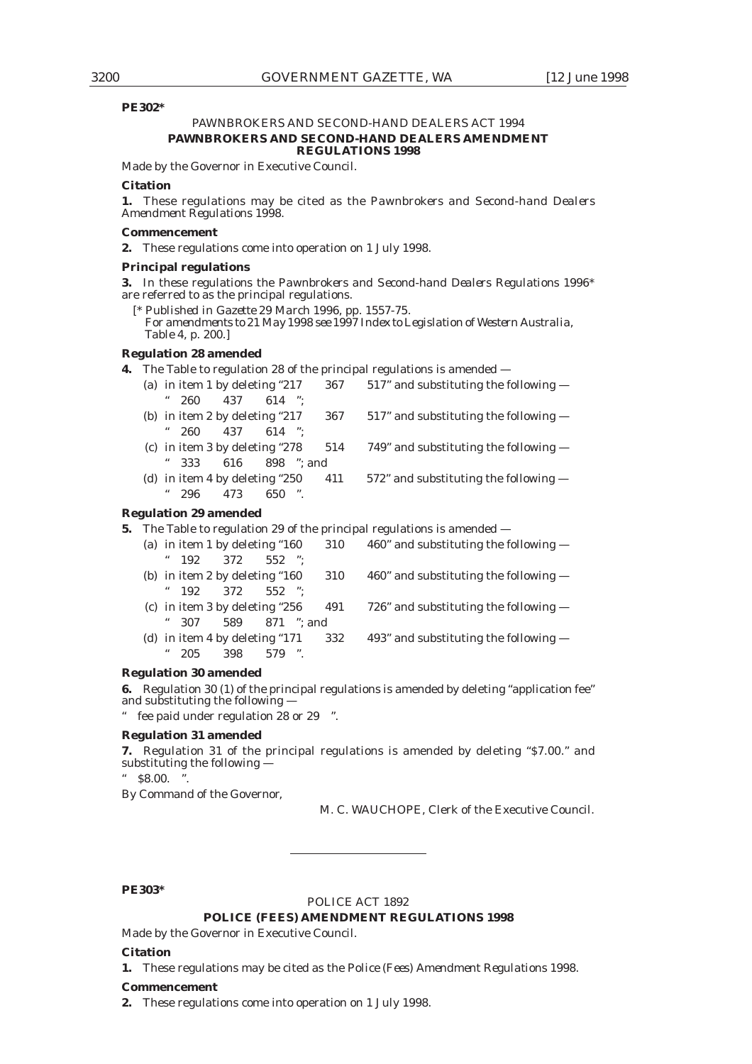**PE302***

PAWNBROKERS AND SECOND-HAND DEALERS ACT 1994

**PAWNBROKERS AND SECOND-HAND DEALERS AMENDMENT REGULATIONS 1998**

Made by the Governor in Executive Council.

**Citation**

**1.** These regulations may be cited as the *Pawnbrokers and Second-hand Dealers Amendment Regulations 1998*.

**Commencement**

**2.** These regulations come into operation on 1 July 1998.

**Principal regulations**

**3.** In these regulations the *Pawnbrokers and Second-hand Dealers Regulations 1996** are referred to as the principal regulations.

[* Published in *Gazette* 29 March 1996, pp. 1557-75.
For amendments to 21 May 1998 see *1997 Index to Legislation of Western Australia*, Table 4, p. 200.]

**Regulation 28 amended**

**4.** The Table to regulation 28 of the principal regulations is amended —

(a) in item 1 by deleting "217 367 517" and substituting the following —
" 260 437 614 ";

(b) in item 2 by deleting "217 367 517" and substituting the following —
" 260 437 614 ";

(c) in item 3 by deleting "278 514 749" and substituting the following —
" 333 616 898 "; and

(d) in item 4 by deleting "250 411 572" and substituting the following —
" 296 473 650 ".

**Regulation 29 amended**

**5.** The Table to regulation 29 of the principal regulations is amended —

(a) in item 1 by deleting "160 310 460" and substituting the following —
" 192 372 552 ";

(b) in item 2 by deleting "160 310 460" and substituting the following —
" 192 372 552 ";

(c) in item 3 by deleting "256 491 726" and substituting the following —
" 307 589 871 "; and

(d) in item 4 by deleting "171 332 493" and substituting the following —
" 205 398 579 ".

**Regulation 30 amended**

**6.** Regulation 30 (1) of the principal regulations is amended by deleting "application fee" and substituting the following —

" fee paid under regulation 28 or 29 ".

**Regulation 31 amended**

**7.** Regulation 31 of the principal regulations is amended by deleting "$7.00." and substituting the following —

" $8.00. ".

By Command of the Governor,

M. C. WAUCHOPE, Clerk of the Executive Council.

---

**PE303***

POLICE ACT 1892

**POLICE (FEES) AMENDMENT REGULATIONS 1998**

Made by the Governor in Executive Council.

**Citation**

**1.** These regulations may be cited as the *Police (Fees) Amendment Regulations 1998*.

**Commencement**

**2.** These regulations come into operation on 1 July 1998.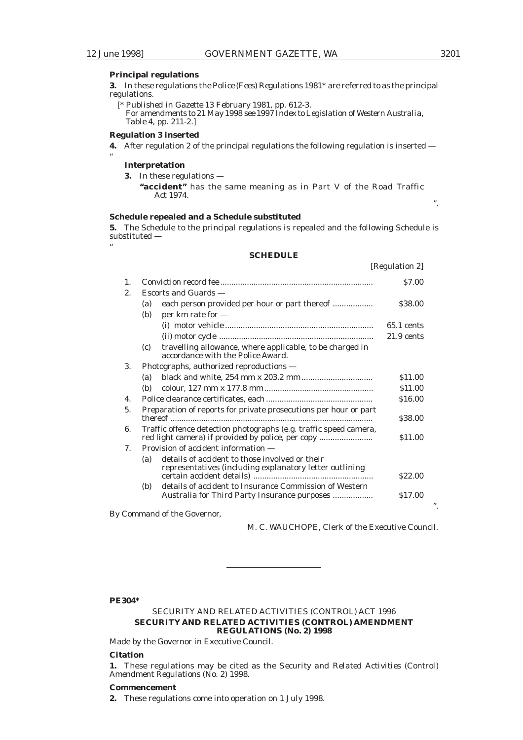**Principal regulations**

**3.** In these regulations the *Police (Fees) Regulations 1981*\* are referred to as the principal regulations.

[\* Published in *Gazette* 13 February 1981, pp. 612-3.
For amendments to 21 May 1998 see 1997 Index to Legislation of Western Australia, Table 4, pp. 211-2.]

**Regulation 3 inserted**

**4.** After regulation 2 of the principal regulations the following regulation is inserted —

"

**Interpretation**

**3.** In these regulations —

**"accident"** has the same meaning as in Part V of the *Road Traffic Act 1974*.

".

**Schedule repealed and a Schedule substituted**

**5.** The Schedule to the principal regulations is repealed and the following Schedule is substituted —

"

**SCHEDULE**

[Regulation 2]

| | | | |
|---|---|---|---|
| 1. | | Conviction record fee | $7.00 |
| 2. | | Escorts and Guards — | |
| | (a) | each person provided per hour or part thereof | $38.00 |
| | (b) | per km rate for — | |
| | | (i) motor vehicle | 65.1 cents |
| | | (ii) motor cycle | 21.9 cents |
| | (c) | travelling allowance, where applicable, to be charged in accordance with the Police Award. | |
| 3. | | Photographs, authorized reproductions — | |
| | (a) | black and white, 254 mm x 203.2 mm | $11.00 |
| | (b) | colour, 127 mm x 177.8 mm | $11.00 |
| 4. | | Police clearance certificates, each | $16.00 |
| 5. | | Preparation of reports for private prosecutions per hour or part thereof | $38.00 |
| 6. | | Traffic offence detection photographs (e.g. traffic speed camera, red light camera) if provided by police, per copy | $11.00 |
| 7. | | Provision of accident information — | |
| | (a) | details of accident to those involved or their representatives (including explanatory letter outlining certain accident details) | $22.00 |
| | (b) | details of accident to Insurance Commission of Western Australia for Third Party Insurance purposes | $17.00 |

".

By Command of the Governor,

M. C. WAUCHOPE, Clerk of the Executive Council.

---

**PE304\***

SECURITY AND RELATED ACTIVITIES (CONTROL) ACT 1996

**SECURITY AND RELATED ACTIVITIES (CONTROL) AMENDMENT REGULATIONS (No. 2) 1998**

Made by the Governor in Executive Council.

**Citation**

**1.** These regulations may be cited as the *Security and Related Activities (Control) Amendment Regulations (No. 2) 1998*.

**Commencement**

**2.** These regulations come into operation on 1 July 1998.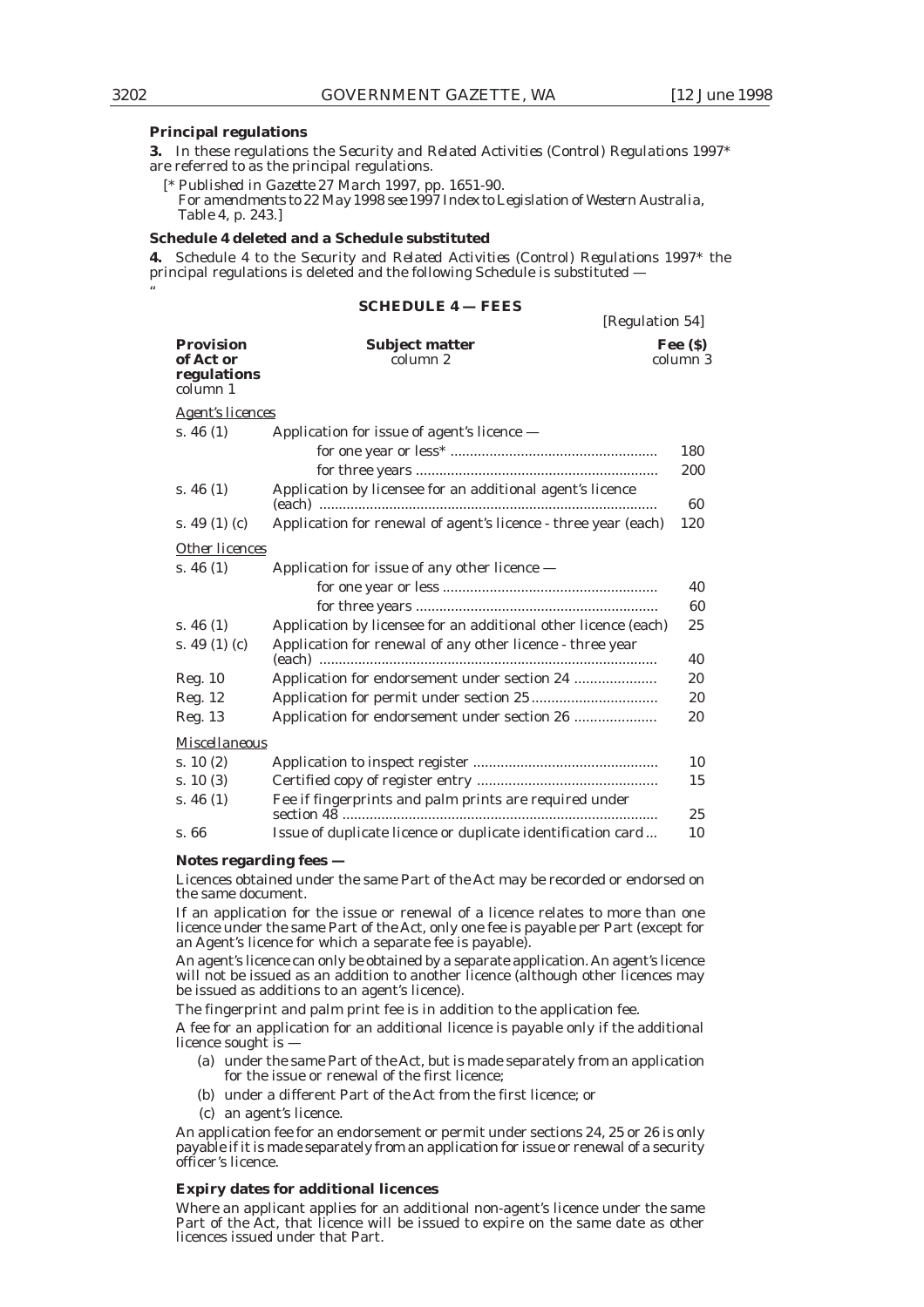**Principal regulations**

**3.** In these regulations the *Security and Related Activities (Control) Regulations 1997*\* are referred to as the principal regulations.

[\* Published in *Gazette* 27 March 1997, pp. 1651-90.
For amendments to 22 May 1998 see 1997 *Index to Legislation of Western Australia*, Table 4, p. 243.]

**Schedule 4 deleted and a Schedule substituted**

**4.** Schedule 4 to the *Security and Related Activities (Control) Regulations 1997*\* the principal regulations is deleted and the following Schedule is substituted —

"

**SCHEDULE 4 — FEES**

[Regulation 54]

| **Provision of Act or regulations** column 1 | **Subject matter** column 2 | **Fee ($)** column 3 |
|---|---|---|
| *Agent's licences* | | |
| s. 46 (1) | Application for issue of agent's licence — | |
| | for one year or less\* | 180 |
| | for three years | 200 |
| s. 46 (1) | Application by licensee for an additional agent's licence (each) | 60 |
| s. 49 (1) (c) | Application for renewal of agent's licence - three year (each) | 120 |
| *Other licences* | | |
| s. 46 (1) | Application for issue of any other licence — | |
| | for one year or less | 40 |
| | for three years | 60 |
| s. 46 (1) | Application by licensee for an additional other licence (each) | 25 |
| s. 49 (1) (c) | Application for renewal of any other licence - three year (each) | 40 |
| Reg. 10 | Application for endorsement under section 24 | 20 |
| Reg. 12 | Application for permit under section 25 | 20 |
| Reg. 13 | Application for endorsement under section 26 | 20 |
| *Miscellaneous* | | |
| s. 10 (2) | Application to inspect register | 10 |
| s. 10 (3) | Certified copy of register entry | 15 |
| s. 46 (1) | Fee if fingerprints and palm prints are required under section 48 | 25 |
| s. 66 | Issue of duplicate licence or duplicate identification card | 10 |

**Notes regarding fees —**

Licences obtained under the same Part of the Act may be recorded or endorsed on the same document.

If an application for the issue or renewal of a licence relates to more than one licence under the same Part of the Act, only one fee is payable per Part (except for an Agent's licence for which a separate fee is payable).

An agent's licence can only be obtained by a separate application. An agent's licence will not be issued as an addition to another licence (although other licences may be issued as additions to an agent's licence).

The fingerprint and palm print fee is in addition to the application fee.

A fee for an application for an additional licence is payable only if the additional licence sought is —

(a) under the same Part of the Act, but is made separately from an application for the issue or renewal of the first licence;

(b) under a different Part of the Act from the first licence; or

(c) an agent's licence.

An application fee for an endorsement or permit under sections 24, 25 or 26 is only payable if it is made separately from an application for issue or renewal of a security officer's licence.

**Expiry dates for additional licences**

Where an applicant applies for an additional non-agent's licence under the same Part of the Act, that licence will be issued to expire on the same date as other licences issued under that Part.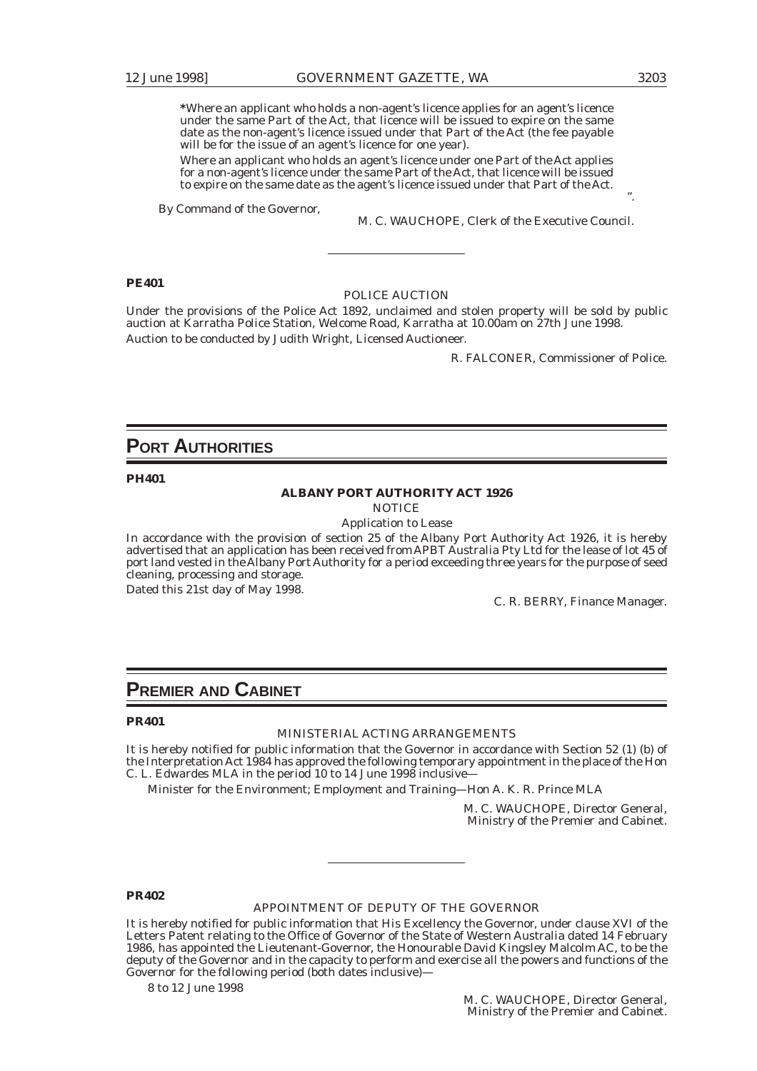*Where an applicant who holds a non-agent's licence applies for an agent's licence under the same Part of the Act, that licence will be issued to expire on the same date as the non-agent's licence issued under that Part of the Act (the fee payable will be for the issue of an agent's licence for one year).

Where an applicant who holds an agent's licence under one Part of the Act applies for a non-agent's licence under the same Part of the Act, that licence will be issued to expire on the same date as the agent's licence issued under that Part of the Act.

".

By Command of the Governor,

M. C. WAUCHOPE, Clerk of the Executive Council.

---

**PE401**

POLICE AUCTION

Under the provisions of the Police Act 1892, unclaimed and stolen property will be sold by public auction at Karratha Police Station, Welcome Road, Karratha at 10.00am on 27th June 1998.

Auction to be conducted by Judith Wright, Licensed Auctioneer.

R. FALCONER, Commissioner of Police.

# PORT AUTHORITIES

**PH401**

**ALBANY PORT AUTHORITY ACT 1926**

NOTICE

Application to Lease

In accordance with the provision of section 25 of the Albany Port Authority Act 1926, it is hereby advertised that an application has been received from APBT Australia Pty Ltd for the lease of lot 45 of port land vested in the Albany Port Authority for a period exceeding three years for the purpose of seed cleaning, processing and storage.

Dated this 21st day of May 1998.

C. R. BERRY, Finance Manager.

# PREMIER AND CABINET

**PR401**

MINISTERIAL ACTING ARRANGEMENTS

It is hereby notified for public information that the Governor in accordance with Section 52 (1) (b) of the Interpretation Act 1984 has approved the following temporary appointment in the place of the Hon C. L. Edwardes MLA in the period 10 to 14 June 1998 inclusive—

Minister for the Environment; Employment and Training—Hon A. K. R. Prince MLA

M. C. WAUCHOPE, Director General,
Ministry of the Premier and Cabinet.

---

**PR402**

APPOINTMENT OF DEPUTY OF THE GOVERNOR

It is hereby notified for public information that His Excellency the Governor, under clause XVI of the Letters Patent relating to the Office of Governor of the State of Western Australia dated 14 February 1986, has appointed the Lieutenant-Governor, the Honourable David Kingsley Malcolm AC, to be the deputy of the Governor and in the capacity to perform and exercise all the powers and functions of the Governor for the following period (both dates inclusive)—

8 to 12 June 1998

M. C. WAUCHOPE, Director General,
Ministry of the Premier and Cabinet.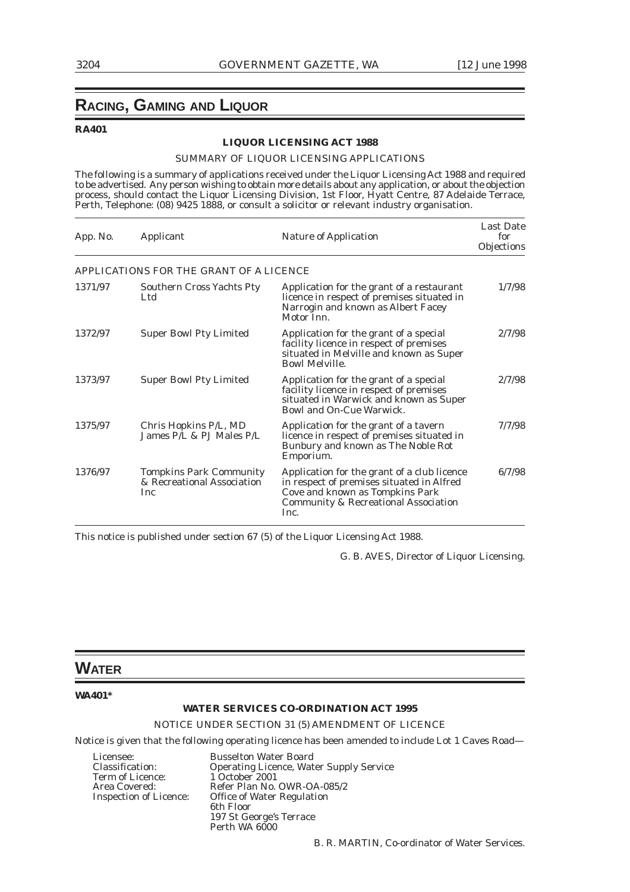# RACING, GAMING AND LIQUOR

**RA401**

**LIQUOR LICENSING ACT 1988**

SUMMARY OF LIQUOR LICENSING APPLICATIONS

The following is a summary of applications received under the Liquor Licensing Act 1988 and required to be advertised. Any person wishing to obtain more details about any application, or about the objection process, should contact the Liquor Licensing Division, 1st Floor, Hyatt Centre, 87 Adelaide Terrace, Perth, Telephone: (08) 9425 1888, or consult a solicitor or relevant industry organisation.

| App. No. | Applicant | Nature of Application | Last Date for Objections |
|---|---|---|---|
| APPLICATIONS FOR THE GRANT OF A LICENCE | | | |
| 1371/97 | Southern Cross Yachts Pty Ltd | Application for the grant of a restaurant licence in respect of premises situated in Narrogin and known as Albert Facey Motor Inn. | 1/7/98 |
| 1372/97 | Super Bowl Pty Limited | Application for the grant of a special facility licence in respect of premises situated in Melville and known as Super Bowl Melville. | 2/7/98 |
| 1373/97 | Super Bowl Pty Limited | Application for the grant of a special facility licence in respect of premises situated in Warwick and known as Super Bowl and On-Cue Warwick. | 2/7/98 |
| 1375/97 | Chris Hopkins P/L, MD James P/L & PJ Males P/L | Application for the grant of a tavern licence in respect of premises situated in Bunbury and known as The Noble Rot Emporium. | 7/7/98 |
| 1376/97 | Tompkins Park Community & Recreational Association Inc | Application for the grant of a club licence in respect of premises situated in Alfred Cove and known as Tompkins Park Community & Recreational Association Inc. | 6/7/98 |

This notice is published under section 67 (5) of the Liquor Licensing Act 1988.

G. B. AVES, Director of Liquor Licensing.

# WATER

**WA401***

**WATER SERVICES CO-ORDINATION ACT 1995**

NOTICE UNDER SECTION 31 (5) AMENDMENT OF LICENCE

Notice is given that the following operating licence has been amended to include Lot 1 Caves Road—

Licensee: Busselton Water Board
Classification: Operating Licence, Water Supply Service
Term of Licence: 1 October 2001
Area Covered: Refer Plan No. OWR-OA-085/2
Inspection of Licence: Office of Water Regulation
6th Floor
197 St George's Terrace
Perth WA 6000

B. R. MARTIN, Co-ordinator of Water Services.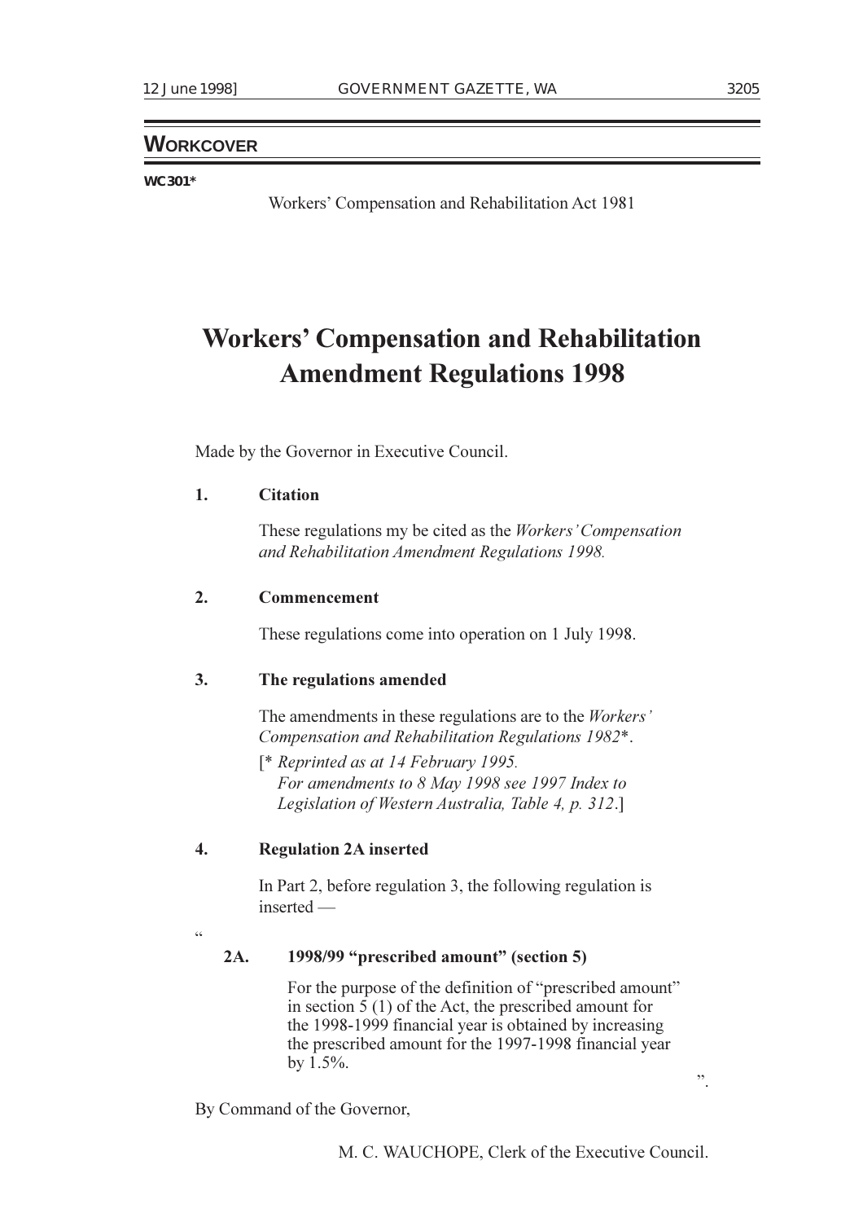## WORKCOVER

**WC301***

Workers' Compensation and Rehabilitation Act 1981

# Workers' Compensation and Rehabilitation Amendment Regulations 1998

Made by the Governor in Executive Council.

**1. Citation**

These regulations my be cited as the *Workers' Compensation and Rehabilitation Amendment Regulations 1998.*

**2. Commencement**

These regulations come into operation on 1 July 1998.

**3. The regulations amended**

The amendments in these regulations are to the *Workers' Compensation and Rehabilitation Regulations 1982*\*.

[\* *Reprinted as at 14 February 1995. For amendments to 8 May 1998 see 1997 Index to Legislation of Western Australia, Table 4, p. 312*.]

**4. Regulation 2A inserted**

In Part 2, before regulation 3, the following regulation is inserted —

"

**2A. 1998/99 "prescribed amount" (section 5)**

For the purpose of the definition of "prescribed amount" in section 5 (1) of the Act, the prescribed amount for the 1998-1999 financial year is obtained by increasing the prescribed amount for the 1997-1998 financial year by 1.5%.

".

By Command of the Governor,

M. C. WAUCHOPE, Clerk of the Executive Council.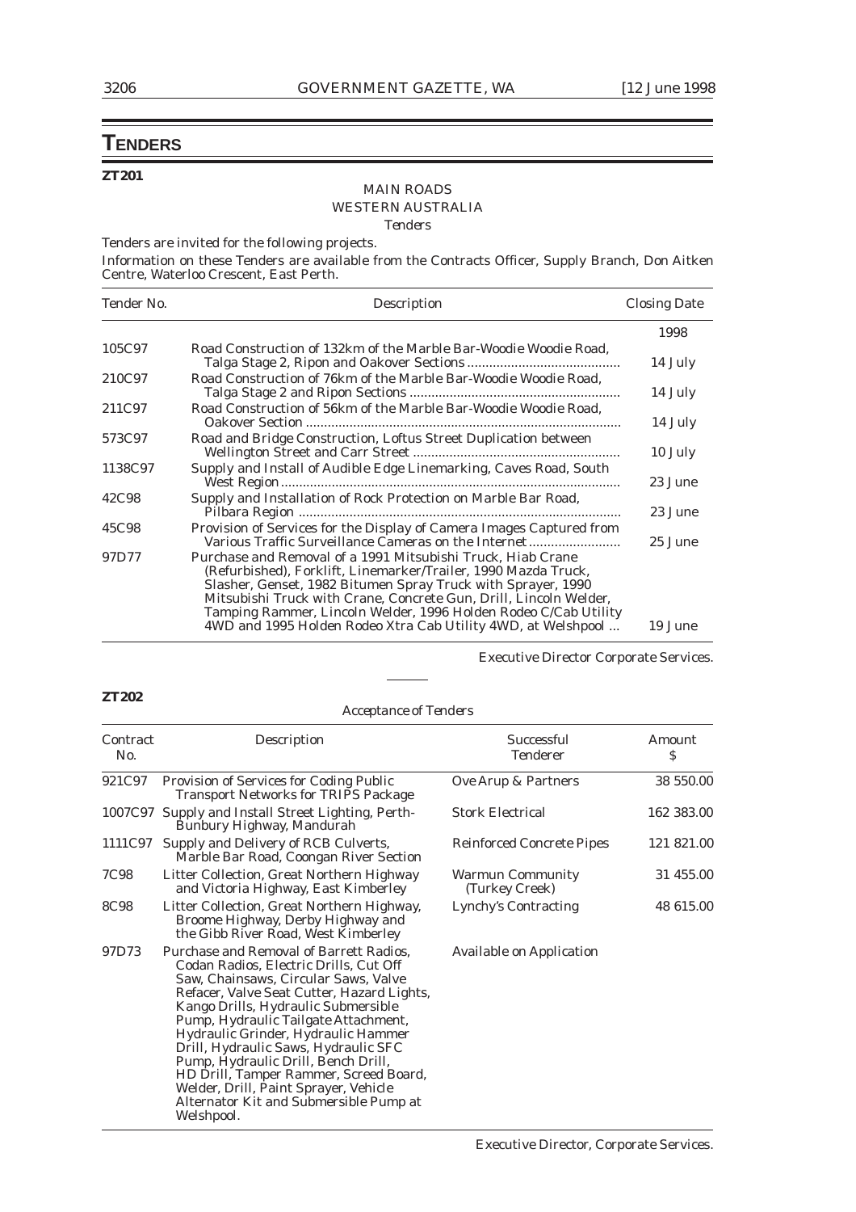# TENDERS

**ZT201**

MAIN ROADS
WESTERN AUSTRALIA

*Tenders*

Tenders are invited for the following projects.

Information on these Tenders are available from the Contracts Officer, Supply Branch, Don Aitken Centre, Waterloo Crescent, East Perth.

| Tender No. | Description | Closing Date |
|---|---|---|
| | | 1998 |
| 105C97 | Road Construction of 132km of the Marble Bar-Woodie Woodie Road, Talga Stage 2, Ripon and Oakover Sections | 14 July |
| 210C97 | Road Construction of 76km of the Marble Bar-Woodie Woodie Road, Talga Stage 2 and Ripon Sections | 14 July |
| 211C97 | Road Construction of 56km of the Marble Bar-Woodie Woodie Road, Oakover Section | 14 July |
| 573C97 | Road and Bridge Construction, Loftus Street Duplication between Wellington Street and Carr Street | 10 July |
| 1138C97 | Supply and Install of Audible Edge Linemarking, Caves Road, South West Region | 23 June |
| 42C98 | Supply and Installation of Rock Protection on Marble Bar Road, Pilbara Region | 23 June |
| 45C98 | Provision of Services for the Display of Camera Images Captured from Various Traffic Surveillance Cameras on the Internet | 25 June |
| 97D77 | Purchase and Removal of a 1991 Mitsubishi Truck, Hiab Crane (Refurbished), Forklift, Linemarker/Trailer, 1990 Mazda Truck, Slasher, Genset, 1982 Bitumen Spray Truck with Sprayer, 1990 Mitsubishi Truck with Crane, Concrete Gun, Drill, Lincoln Welder, Tamping Rammer, Lincoln Welder, 1996 Holden Rodeo C/Cab Utility 4WD and 1995 Holden Rodeo Xtra Cab Utility 4WD, at Welshpool | 19 June |

Executive Director Corporate Services.

---

**ZT202**

*Acceptance of Tenders*

| Contract No. | Description | Successful Tenderer | Amount $ |
|---|---|---|---|
| 921C97 | Provision of Services for Coding Public Transport Networks for TRIPS Package | Ove Arup & Partners | 38 550.00 |
| 1007C97 | Supply and Install Street Lighting, Perth-Bunbury Highway, Mandurah | Stork Electrical | 162 383.00 |
| 1111C97 | Supply and Delivery of RCB Culverts, Marble Bar Road, Coongan River Section | Reinforced Concrete Pipes | 121 821.00 |
| 7C98 | Litter Collection, Great Northern Highway and Victoria Highway, East Kimberley | Warmun Community (Turkey Creek) | 31 455.00 |
| 8C98 | Litter Collection, Great Northern Highway, Broome Highway, Derby Highway and the Gibb River Road, West Kimberley | Lynchy's Contracting | 48 615.00 |
| 97D73 | Purchase and Removal of Barrett Radios, Codan Radios, Electric Drills, Cut Off Saw, Chainsaws, Circular Saws, Valve Refacer, Valve Seat Cutter, Hazard Lights, Kango Drills, Hydraulic Submersible Pump, Hydraulic Tailgate Attachment, Hydraulic Grinder, Hydraulic Hammer Drill, Hydraulic Saws, Hydraulic SFC Pump, Hydraulic Drill, Bench Drill, HD Drill, Tamper Rammer, Screed Board, Welder, Drill, Paint Sprayer, Vehicle Alternator Kit and Submersible Pump at Welshpool. | Available on Application | |

Executive Director, Corporate Services.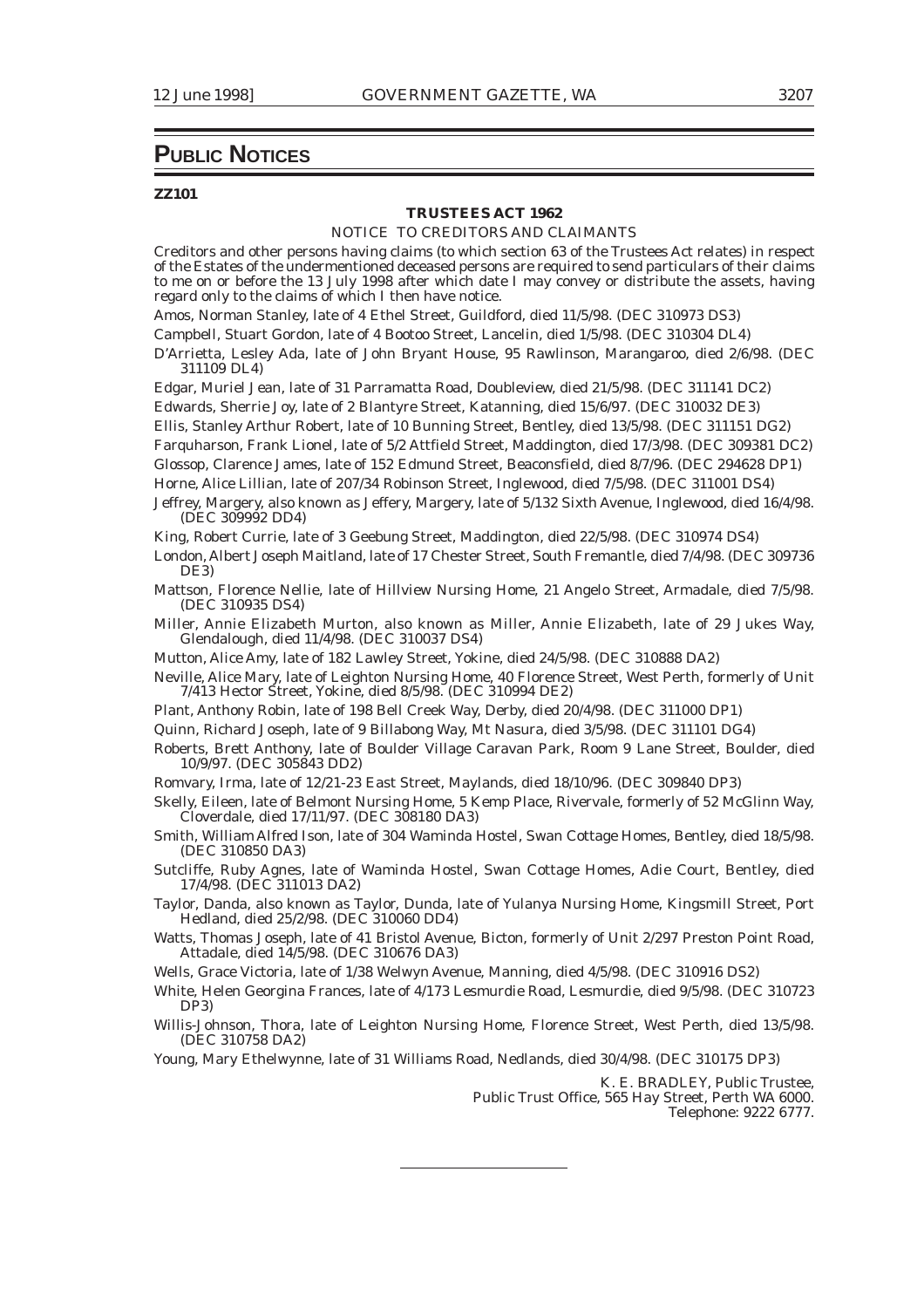# PUBLIC NOTICES

**ZZ101**

**TRUSTEES ACT 1962**

NOTICE TO CREDITORS AND CLAIMANTS

Creditors and other persons having claims (to which section 63 of the Trustees Act relates) in respect of the Estates of the undermentioned deceased persons are required to send particulars of their claims to me on or before the 13 July 1998 after which date I may convey or distribute the assets, having regard only to the claims of which I then have notice.

Amos, Norman Stanley, late of 4 Ethel Street, Guildford, died 11/5/98. (DEC 310973 DS3)

Campbell, Stuart Gordon, late of 4 Bootoo Street, Lancelin, died 1/5/98. (DEC 310304 DL4)

D'Arrietta, Lesley Ada, late of John Bryant House, 95 Rawlinson, Marangaroo, died 2/6/98. (DEC 311109 DL4)

Edgar, Muriel Jean, late of 31 Parramatta Road, Doubleview, died 21/5/98. (DEC 311141 DC2)

Edwards, Sherrie Joy, late of 2 Blantyre Street, Katanning, died 15/6/97. (DEC 310032 DE3)

Ellis, Stanley Arthur Robert, late of 10 Bunning Street, Bentley, died 13/5/98. (DEC 311151 DG2)

Farquharson, Frank Lionel, late of 5/2 Attfield Street, Maddington, died 17/3/98. (DEC 309381 DC2)

Glossop, Clarence James, late of 152 Edmund Street, Beaconsfield, died 8/7/96. (DEC 294628 DP1)

Horne, Alice Lillian, late of 207/34 Robinson Street, Inglewood, died 7/5/98. (DEC 311001 DS4)

Jeffrey, Margery, also known as Jeffery, Margery, late of 5/132 Sixth Avenue, Inglewood, died 16/4/98. (DEC 309992 DD4)

King, Robert Currie, late of 3 Geebung Street, Maddington, died 22/5/98. (DEC 310974 DS4)

London, Albert Joseph Maitland, late of 17 Chester Street, South Fremantle, died 7/4/98. (DEC 309736 DE3)

Mattson, Florence Nellie, late of Hillview Nursing Home, 21 Angelo Street, Armadale, died 7/5/98. (DEC 310935 DS4)

Miller, Annie Elizabeth Murton, also known as Miller, Annie Elizabeth, late of 29 Jukes Way, Glendalough, died 11/4/98. (DEC 310037 DS4)

Mutton, Alice Amy, late of 182 Lawley Street, Yokine, died 24/5/98. (DEC 310888 DA2)

Neville, Alice Mary, late of Leighton Nursing Home, 40 Florence Street, West Perth, formerly of Unit 7/413 Hector Street, Yokine, died 8/5/98. (DEC 310994 DE2)

Plant, Anthony Robin, late of 198 Bell Creek Way, Derby, died 20/4/98. (DEC 311000 DP1)

Quinn, Richard Joseph, late of 9 Billabong Way, Mt Nasura, died 3/5/98. (DEC 311101 DG4)

Roberts, Brett Anthony, late of Boulder Village Caravan Park, Room 9 Lane Street, Boulder, died 10/9/97. (DEC 305843 DD2)

Romvary, Irma, late of 12/21-23 East Street, Maylands, died 18/10/96. (DEC 309840 DP3)

Skelly, Eileen, late of Belmont Nursing Home, 5 Kemp Place, Rivervale, formerly of 52 McGlinn Way, Cloverdale, died 17/11/97. (DEC 308180 DA3)

Smith, William Alfred Ison, late of 304 Waminda Hostel, Swan Cottage Homes, Bentley, died 18/5/98. (DEC 310850 DA3)

Sutcliffe, Ruby Agnes, late of Waminda Hostel, Swan Cottage Homes, Adie Court, Bentley, died 17/4/98. (DEC 311013 DA2)

Taylor, Danda, also known as Taylor, Dunda, late of Yulanya Nursing Home, Kingsmill Street, Port Hedland, died 25/2/98. (DEC 310060 DD4)

Watts, Thomas Joseph, late of 41 Bristol Avenue, Bicton, formerly of Unit 2/297 Preston Point Road, Attadale, died 14/5/98. (DEC 310676 DA3)

Wells, Grace Victoria, late of 1/38 Welwyn Avenue, Manning, died 4/5/98. (DEC 310916 DS2)

White, Helen Georgina Frances, late of 4/173 Lesmurdie Road, Lesmurdie, died 9/5/98. (DEC 310723 DP3)

Willis-Johnson, Thora, late of Leighton Nursing Home, Florence Street, West Perth, died 13/5/98. (DEC 310758 DA2)

Young, Mary Ethelwynne, late of 31 Williams Road, Nedlands, died 30/4/98. (DEC 310175 DP3)

K. E. BRADLEY, Public Trustee,
Public Trust Office, 565 Hay Street, Perth WA 6000.
Telephone: 9222 6777.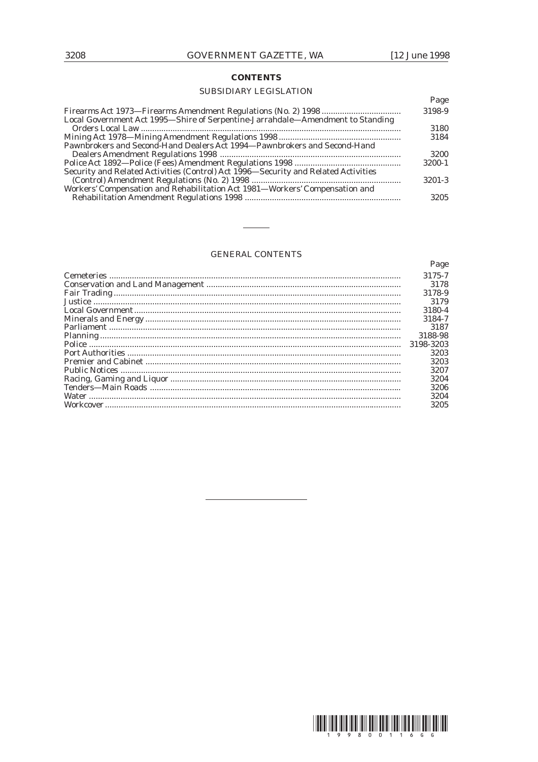## CONTENTS

### SUBSIDIARY LEGISLATION

| | Page |
|---|---|
| Firearms Act 1973—Firearms Amendment Regulations (No. 2) 1998 | 3198-9 |
| Local Government Act 1995—Shire of Serpentine-Jarrahdale—Amendment to Standing Orders Local Law | 3180 |
| Mining Act 1978—Mining Amendment Regulations 1998 | 3184 |
| Pawnbrokers and Second-Hand Dealers Act 1994—Pawnbrokers and Second-Hand Dealers Amendment Regulations 1998 | 3200 |
| Police Act 1892—Police (Fees) Amendment Regulations 1998 | 3200-1 |
| Security and Related Activities (Control) Act 1996—Security and Related Activities (Control) Amendment Regulations (No. 2) 1998 | 3201-3 |
| Workers' Compensation and Rehabilitation Act 1981—Workers' Compensation and Rehabilitation Amendment Regulations 1998 | 3205 |

---

### GENERAL CONTENTS

| | Page |
|---|---|
| Cemeteries | 3175-7 |
| Conservation and Land Management | 3178 |
| Fair Trading | 3178-9 |
| Justice | 3179 |
| Local Government | 3180-4 |
| Minerals and Energy | 3184-7 |
| Parliament | 3187 |
| Planning | 3188-98 |
| Police | 3198-3203 |
| Port Authorities | 3203 |
| Premier and Cabinet | 3203 |
| Public Notices | 3207 |
| Racing, Gaming and Liquor | 3204 |
| Tenders—Main Roads | 3206 |
| Water | 3204 |
| Workcover | 3205 |